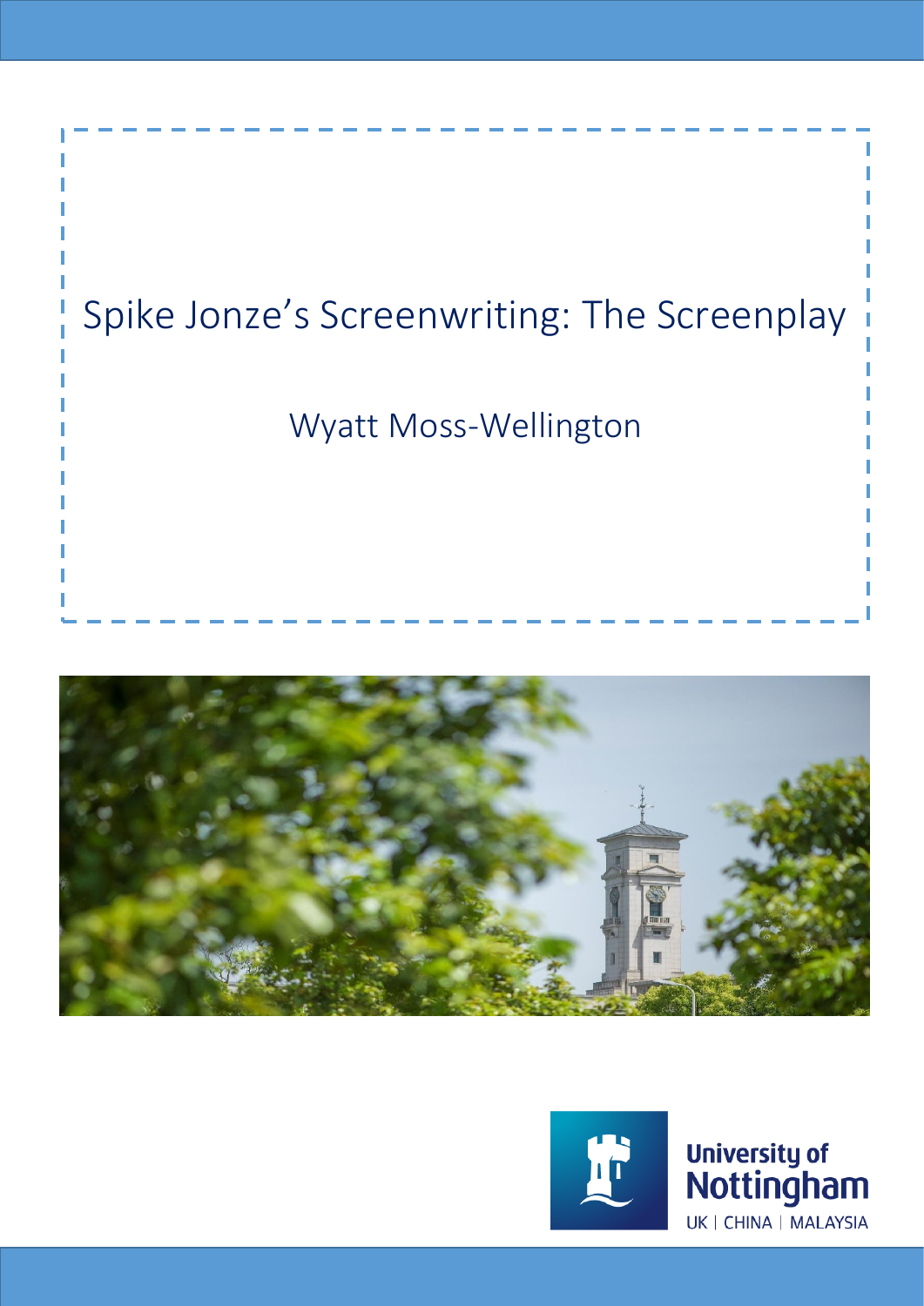# Spike Jonze's Screenwriting: The Screenplay

Wyatt Moss-Wellington

University of Nottingham
UK | CHINA | MALAYSIA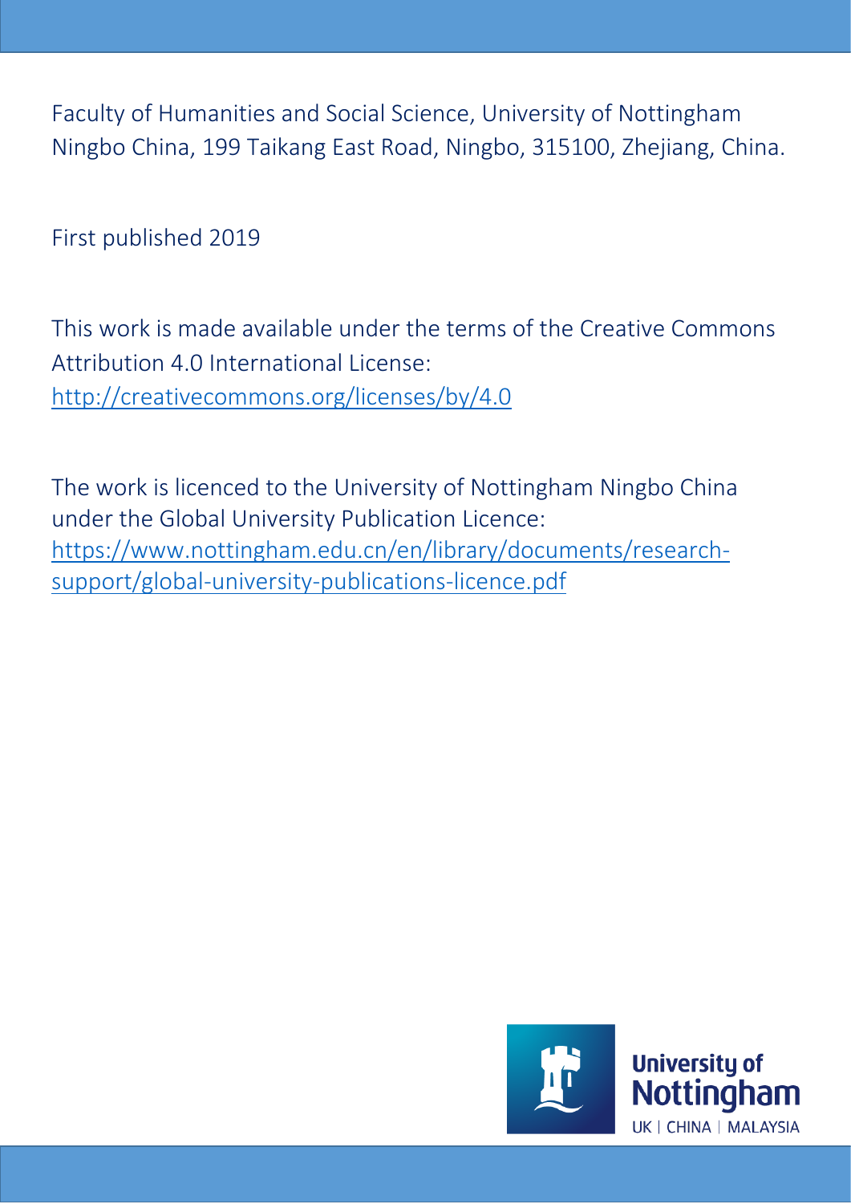Faculty of Humanities and Social Science, University of Nottingham Ningbo China, 199 Taikang East Road, Ningbo, 315100, Zhejiang, China.

First published 2019

This work is made available under the terms of the Creative Commons Attribution 4.0 International License: http://creativecommons.org/licenses/by/4.0

The work is licenced to the University of Nottingham Ningbo China under the Global University Publication Licence: https://www.nottingham.edu.cn/en/library/documents/research-support/global-university-publications-licence.pdf

University of Nottingham
UK | CHINA | MALAYSIA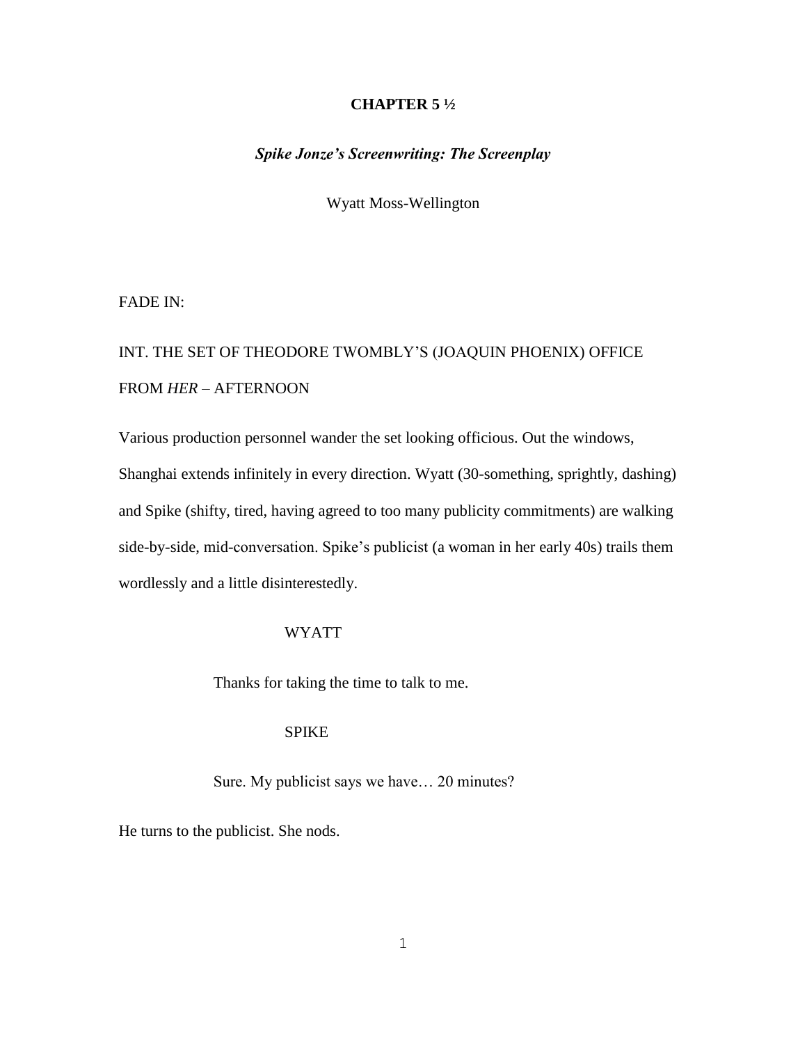# CHAPTER 5 ½

***Spike Jonze's Screenwriting: The Screenplay***

Wyatt Moss-Wellington

FADE IN:

INT. THE SET OF THEODORE TWOMBLY'S (JOAQUIN PHOENIX) OFFICE FROM *HER* – AFTERNOON

Various production personnel wander the set looking officious. Out the windows, Shanghai extends infinitely in every direction. Wyatt (30-something, sprightly, dashing) and Spike (shifty, tired, having agreed to too many publicity commitments) are walking side-by-side, mid-conversation. Spike's publicist (a woman in her early 40s) trails them wordlessly and a little disinterestedly.

WYATT

Thanks for taking the time to talk to me.

SPIKE

Sure. My publicist says we have… 20 minutes?

He turns to the publicist. She nods.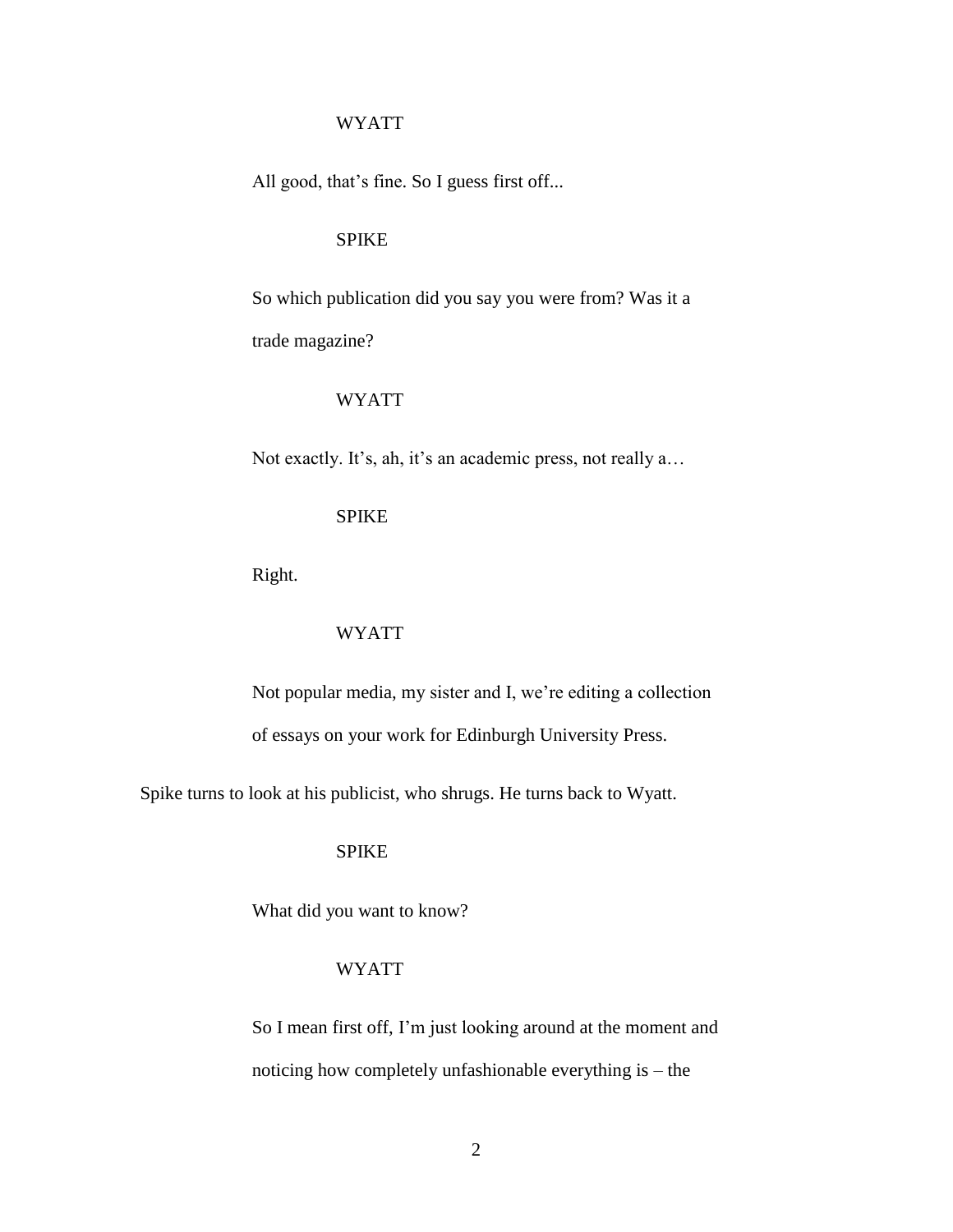WYATT

All good, that's fine. So I guess first off...

SPIKE

So which publication did you say you were from? Was it a trade magazine?

WYATT

Not exactly. It's, ah, it's an academic press, not really a…

SPIKE

Right.

WYATT

Not popular media, my sister and I, we're editing a collection of essays on your work for Edinburgh University Press.

Spike turns to look at his publicist, who shrugs. He turns back to Wyatt.

SPIKE

What did you want to know?

WYATT

So I mean first off, I'm just looking around at the moment and noticing how completely unfashionable everything is – the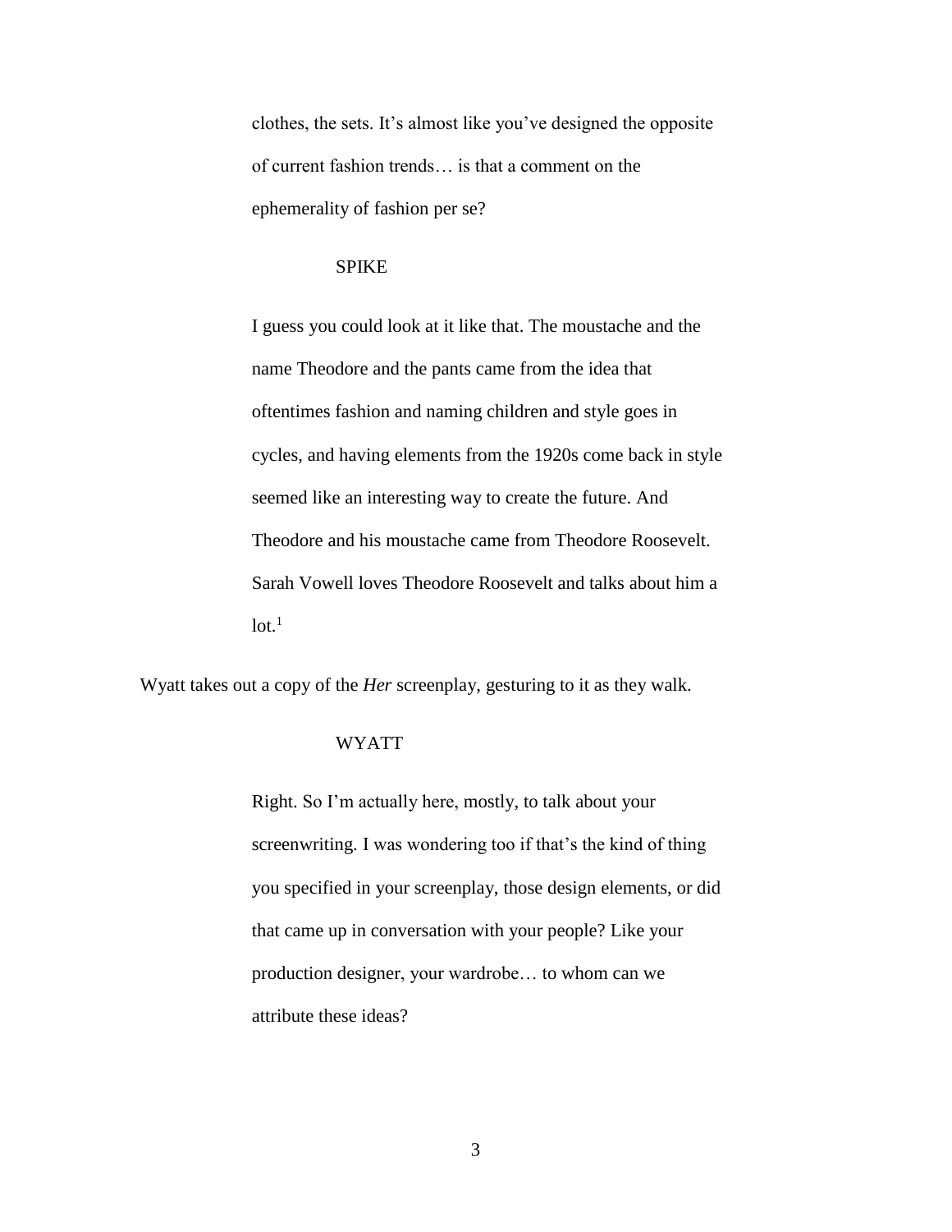clothes, the sets. It's almost like you've designed the opposite of current fashion trends… is that a comment on the ephemerality of fashion per se?

SPIKE

I guess you could look at it like that. The moustache and the name Theodore and the pants came from the idea that oftentimes fashion and naming children and style goes in cycles, and having elements from the 1920s come back in style seemed like an interesting way to create the future. And Theodore and his moustache came from Theodore Roosevelt. Sarah Vowell loves Theodore Roosevelt and talks about him a lot.[1]

Wyatt takes out a copy of the *Her* screenplay, gesturing to it as they walk.

WYATT

Right. So I'm actually here, mostly, to talk about your screenwriting. I was wondering too if that's the kind of thing you specified in your screenplay, those design elements, or did that came up in conversation with your people? Like your production designer, your wardrobe… to whom can we attribute these ideas?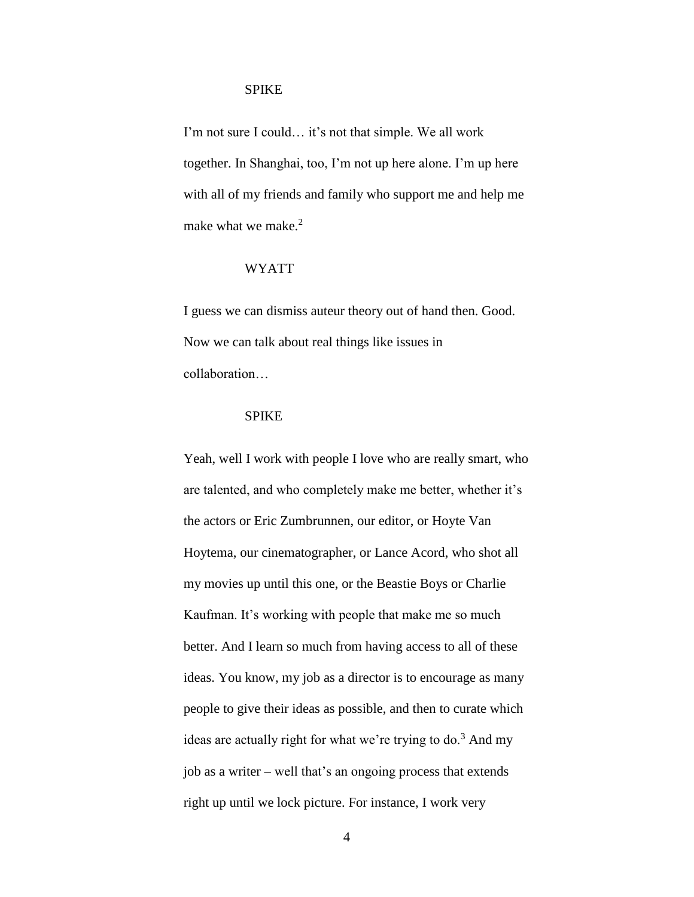SPIKE

I'm not sure I could… it's not that simple. We all work together. In Shanghai, too, I'm not up here alone. I'm up here with all of my friends and family who support me and help me make what we make.[2]

WYATT

I guess we can dismiss auteur theory out of hand then. Good. Now we can talk about real things like issues in collaboration…

SPIKE

Yeah, well I work with people I love who are really smart, who are talented, and who completely make me better, whether it's the actors or Eric Zumbrunnen, our editor, or Hoyte Van Hoytema, our cinematographer, or Lance Acord, who shot all my movies up until this one, or the Beastie Boys or Charlie Kaufman. It's working with people that make me so much better. And I learn so much from having access to all of these ideas. You know, my job as a director is to encourage as many people to give their ideas as possible, and then to curate which ideas are actually right for what we're trying to do.[3] And my job as a writer – well that's an ongoing process that extends right up until we lock picture. For instance, I work very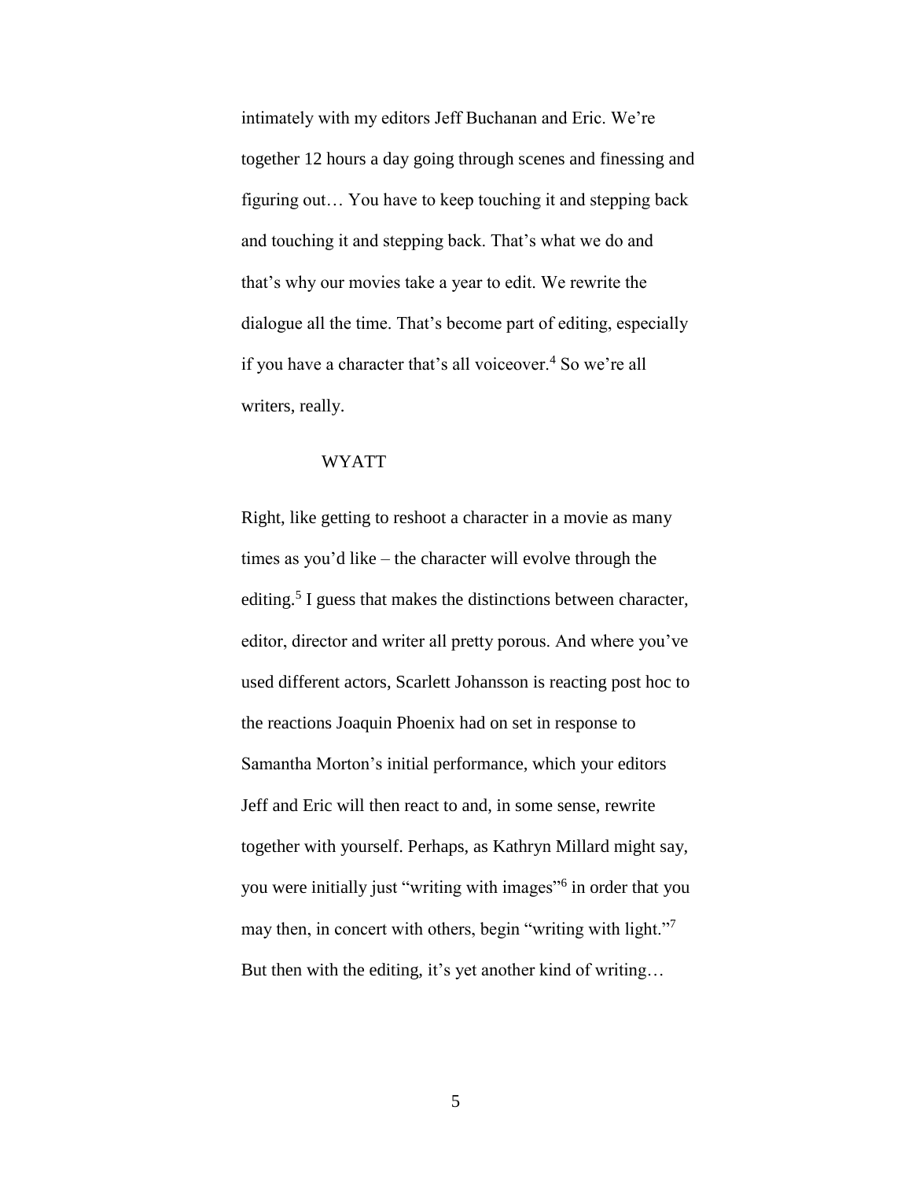intimately with my editors Jeff Buchanan and Eric. We're together 12 hours a day going through scenes and finessing and figuring out… You have to keep touching it and stepping back and touching it and stepping back. That's what we do and that's why our movies take a year to edit. We rewrite the dialogue all the time. That's become part of editing, especially if you have a character that's all voiceover.[4] So we're all writers, really.

WYATT

Right, like getting to reshoot a character in a movie as many times as you'd like – the character will evolve through the editing.[5] I guess that makes the distinctions between character, editor, director and writer all pretty porous. And where you've used different actors, Scarlett Johansson is reacting post hoc to the reactions Joaquin Phoenix had on set in response to Samantha Morton's initial performance, which your editors Jeff and Eric will then react to and, in some sense, rewrite together with yourself. Perhaps, as Kathryn Millard might say, you were initially just "writing with images"[6] in order that you may then, in concert with others, begin "writing with light."[7] But then with the editing, it's yet another kind of writing…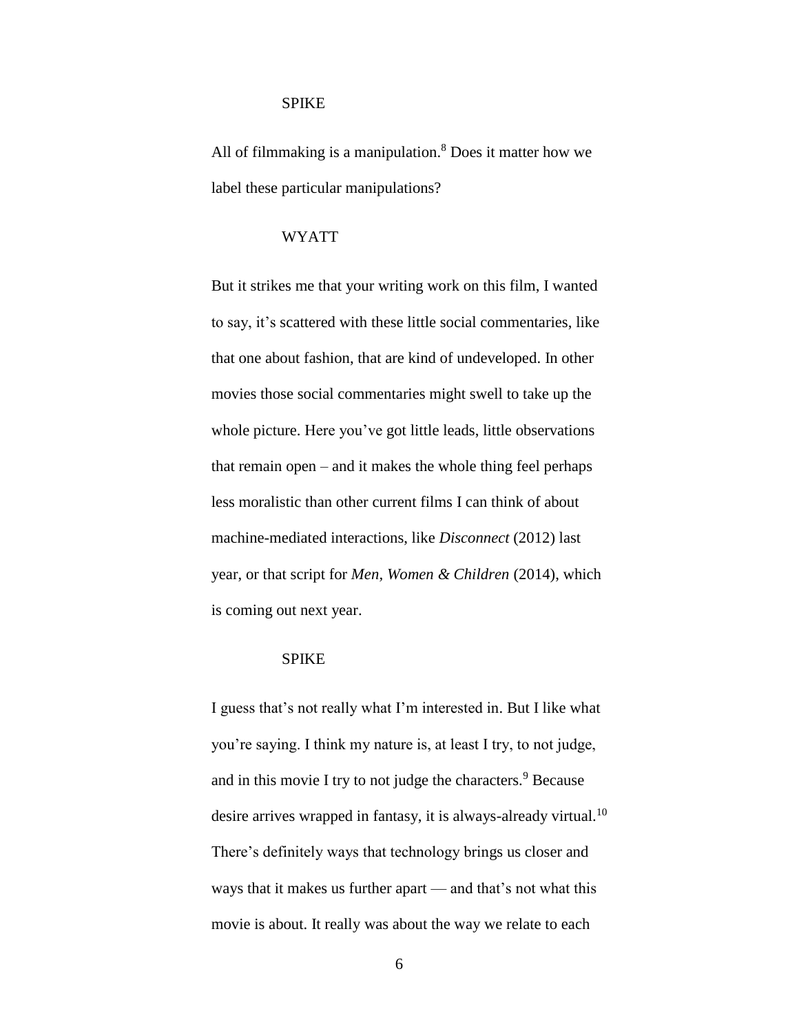SPIKE

All of filmmaking is a manipulation.[8] Does it matter how we label these particular manipulations?

WYATT

But it strikes me that your writing work on this film, I wanted to say, it's scattered with these little social commentaries, like that one about fashion, that are kind of undeveloped. In other movies those social commentaries might swell to take up the whole picture. Here you've got little leads, little observations that remain open – and it makes the whole thing feel perhaps less moralistic than other current films I can think of about machine-mediated interactions, like *Disconnect* (2012) last year, or that script for *Men, Women & Children* (2014), which is coming out next year.

SPIKE

I guess that's not really what I'm interested in. But I like what you're saying. I think my nature is, at least I try, to not judge, and in this movie I try to not judge the characters.[9] Because desire arrives wrapped in fantasy, it is always-already virtual.[10] There's definitely ways that technology brings us closer and ways that it makes us further apart — and that's not what this movie is about. It really was about the way we relate to each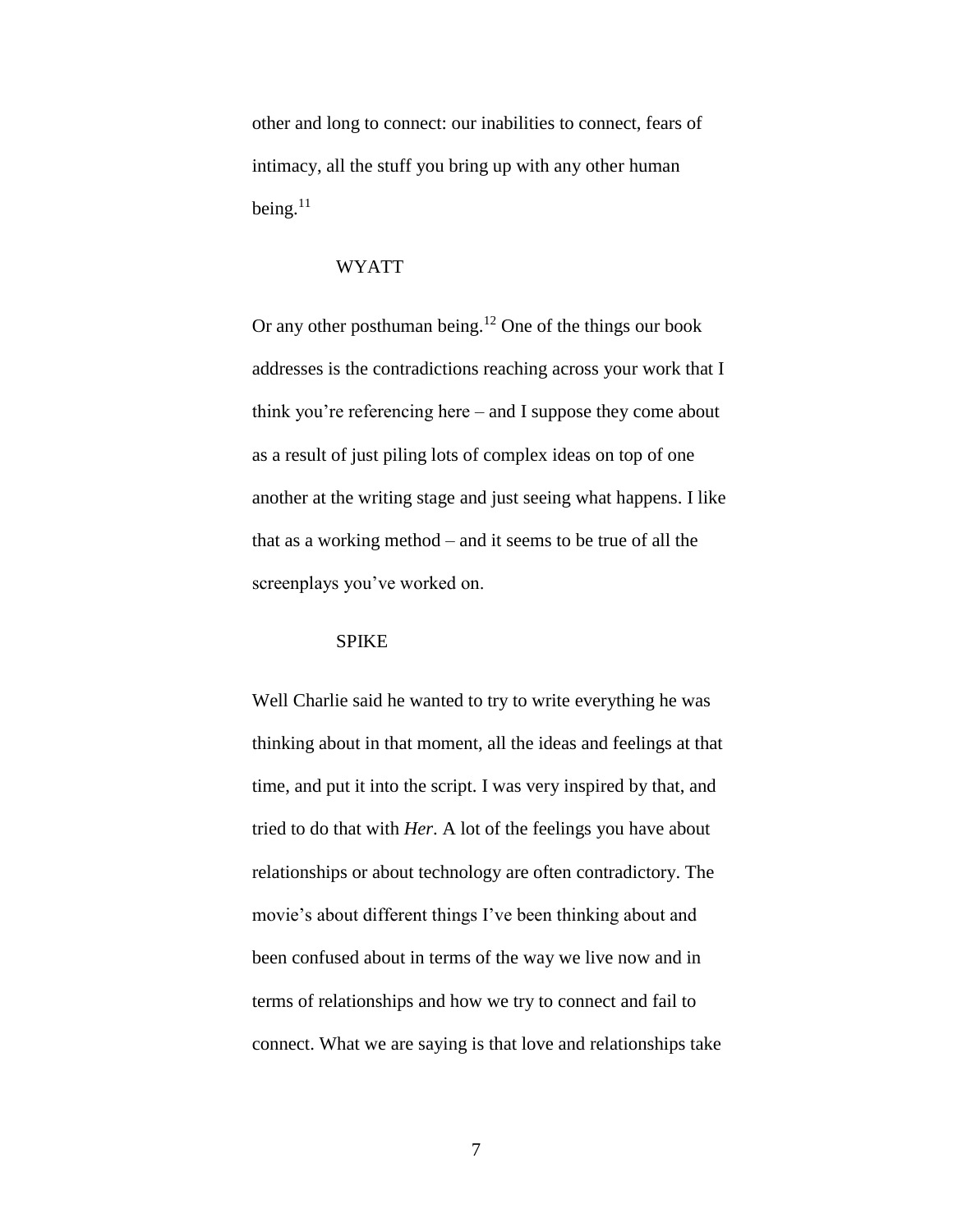other and long to connect: our inabilities to connect, fears of intimacy, all the stuff you bring up with any other human being.[11]

WYATT

Or any other posthuman being.[12] One of the things our book addresses is the contradictions reaching across your work that I think you're referencing here – and I suppose they come about as a result of just piling lots of complex ideas on top of one another at the writing stage and just seeing what happens. I like that as a working method – and it seems to be true of all the screenplays you've worked on.

SPIKE

Well Charlie said he wanted to try to write everything he was thinking about in that moment, all the ideas and feelings at that time, and put it into the script. I was very inspired by that, and tried to do that with *Her*. A lot of the feelings you have about relationships or about technology are often contradictory. The movie's about different things I've been thinking about and been confused about in terms of the way we live now and in terms of relationships and how we try to connect and fail to connect. What we are saying is that love and relationships take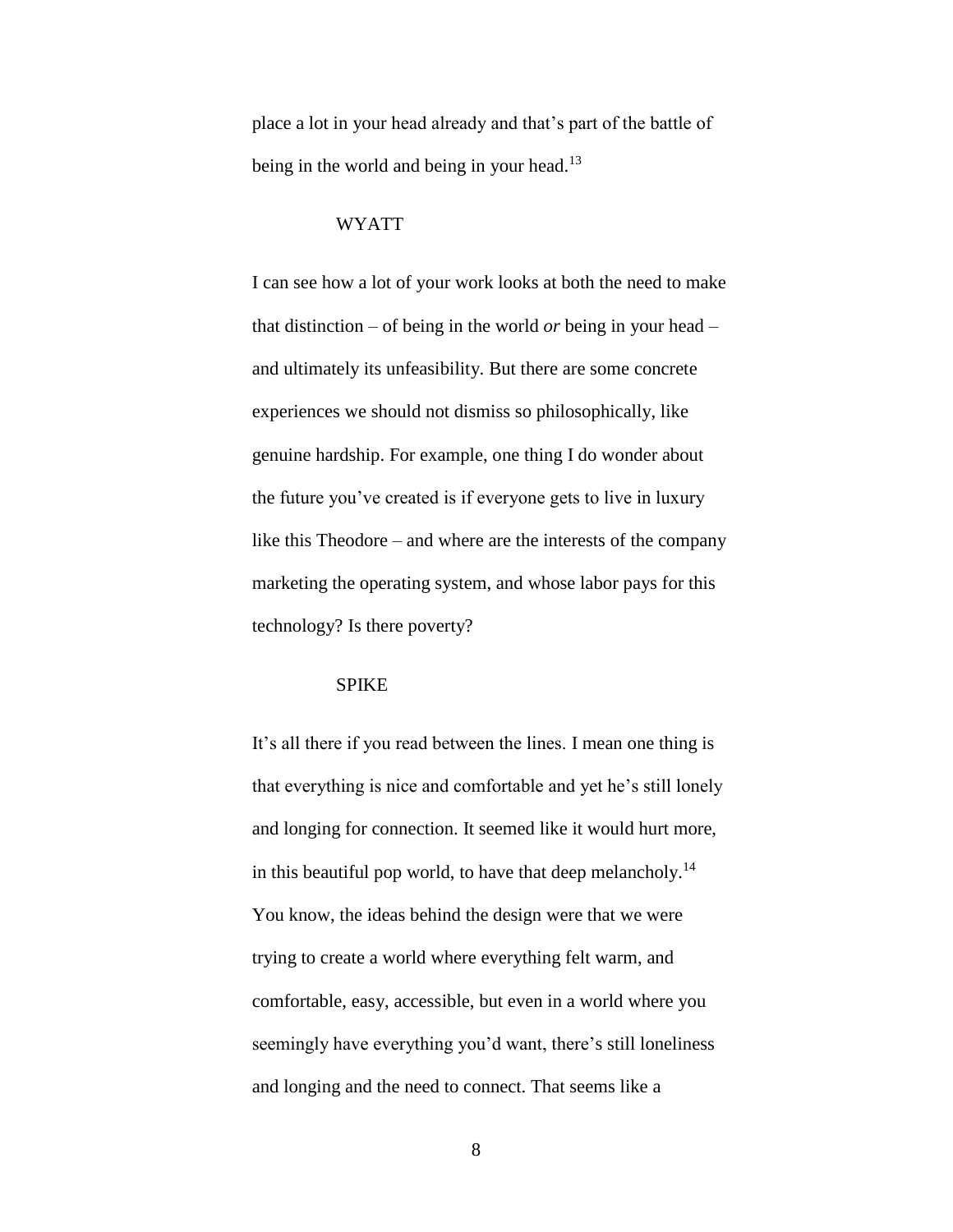place a lot in your head already and that's part of the battle of being in the world and being in your head.[13]

WYATT

I can see how a lot of your work looks at both the need to make that distinction – of being in the world *or* being in your head – and ultimately its unfeasibility. But there are some concrete experiences we should not dismiss so philosophically, like genuine hardship. For example, one thing I do wonder about the future you've created is if everyone gets to live in luxury like this Theodore – and where are the interests of the company marketing the operating system, and whose labor pays for this technology? Is there poverty?

SPIKE

It's all there if you read between the lines. I mean one thing is that everything is nice and comfortable and yet he's still lonely and longing for connection. It seemed like it would hurt more, in this beautiful pop world, to have that deep melancholy.[14] You know, the ideas behind the design were that we were trying to create a world where everything felt warm, and comfortable, easy, accessible, but even in a world where you seemingly have everything you'd want, there's still loneliness and longing and the need to connect. That seems like a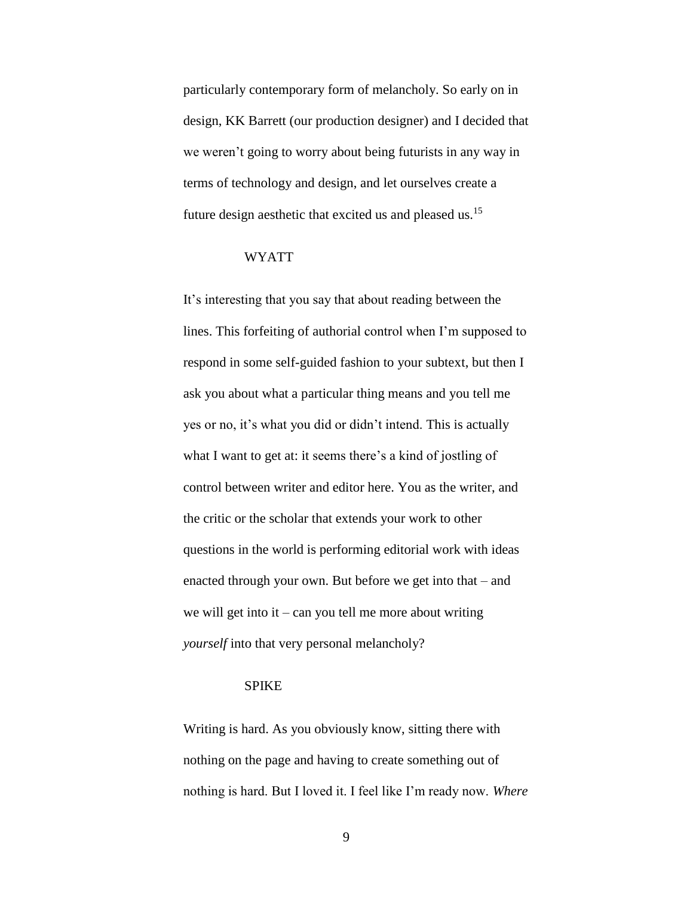particularly contemporary form of melancholy. So early on in design, KK Barrett (our production designer) and I decided that we weren't going to worry about being futurists in any way in terms of technology and design, and let ourselves create a future design aesthetic that excited us and pleased us.[15]

WYATT

It's interesting that you say that about reading between the lines. This forfeiting of authorial control when I'm supposed to respond in some self-guided fashion to your subtext, but then I ask you about what a particular thing means and you tell me yes or no, it's what you did or didn't intend. This is actually what I want to get at: it seems there's a kind of jostling of control between writer and editor here. You as the writer, and the critic or the scholar that extends your work to other questions in the world is performing editorial work with ideas enacted through your own. But before we get into that – and we will get into it – can you tell me more about writing *yourself* into that very personal melancholy?

SPIKE

Writing is hard. As you obviously know, sitting there with nothing on the page and having to create something out of nothing is hard. But I loved it. I feel like I'm ready now. *Where*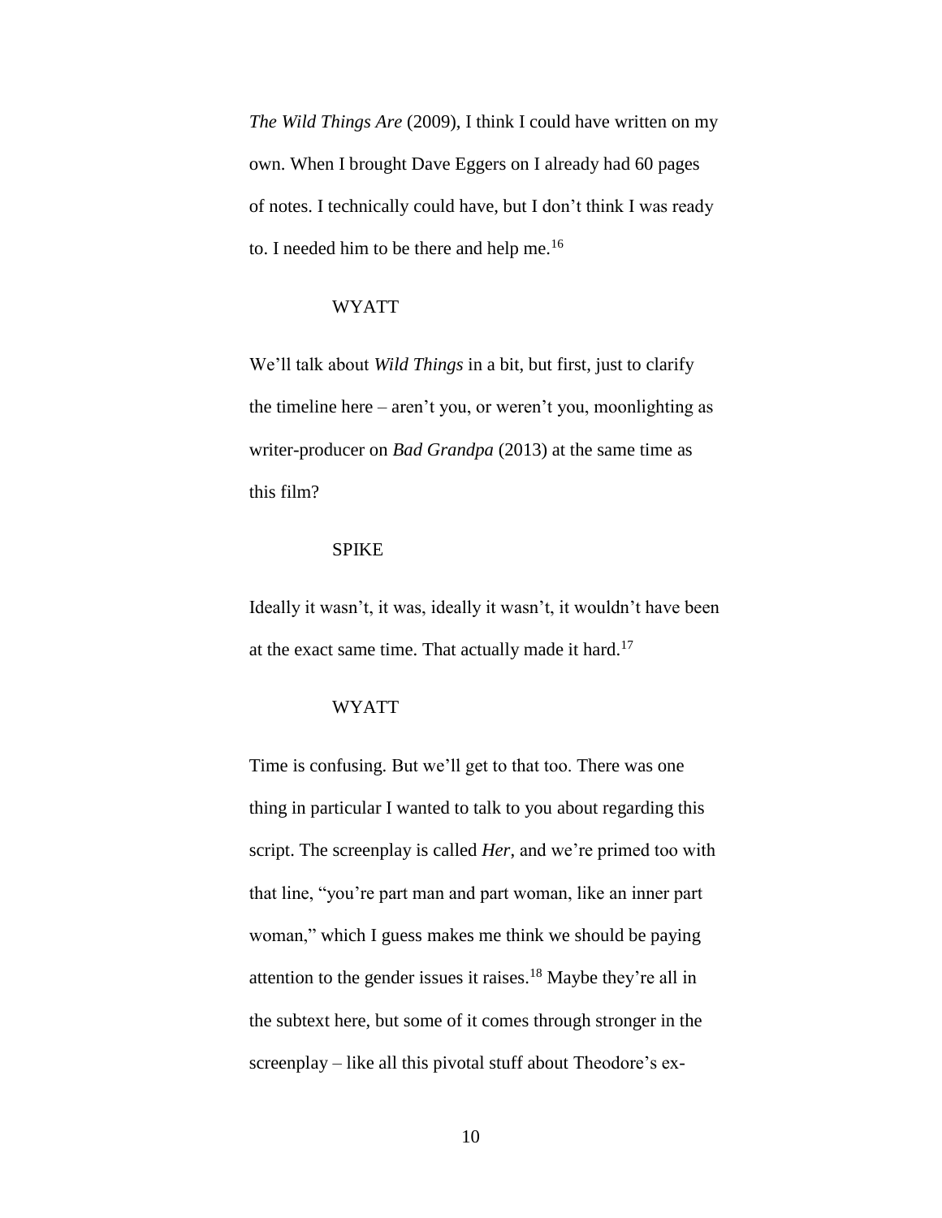*The Wild Things Are* (2009), I think I could have written on my own. When I brought Dave Eggers on I already had 60 pages of notes. I technically could have, but I don't think I was ready to. I needed him to be there and help me.[16]

WYATT

We'll talk about *Wild Things* in a bit, but first, just to clarify the timeline here – aren't you, or weren't you, moonlighting as writer-producer on *Bad Grandpa* (2013) at the same time as this film?

SPIKE

Ideally it wasn't, it was, ideally it wasn't, it wouldn't have been at the exact same time. That actually made it hard.[17]

WYATT

Time is confusing. But we'll get to that too. There was one thing in particular I wanted to talk to you about regarding this script. The screenplay is called *Her*, and we're primed too with that line, "you're part man and part woman, like an inner part woman," which I guess makes me think we should be paying attention to the gender issues it raises.[18] Maybe they're all in the subtext here, but some of it comes through stronger in the screenplay – like all this pivotal stuff about Theodore's ex-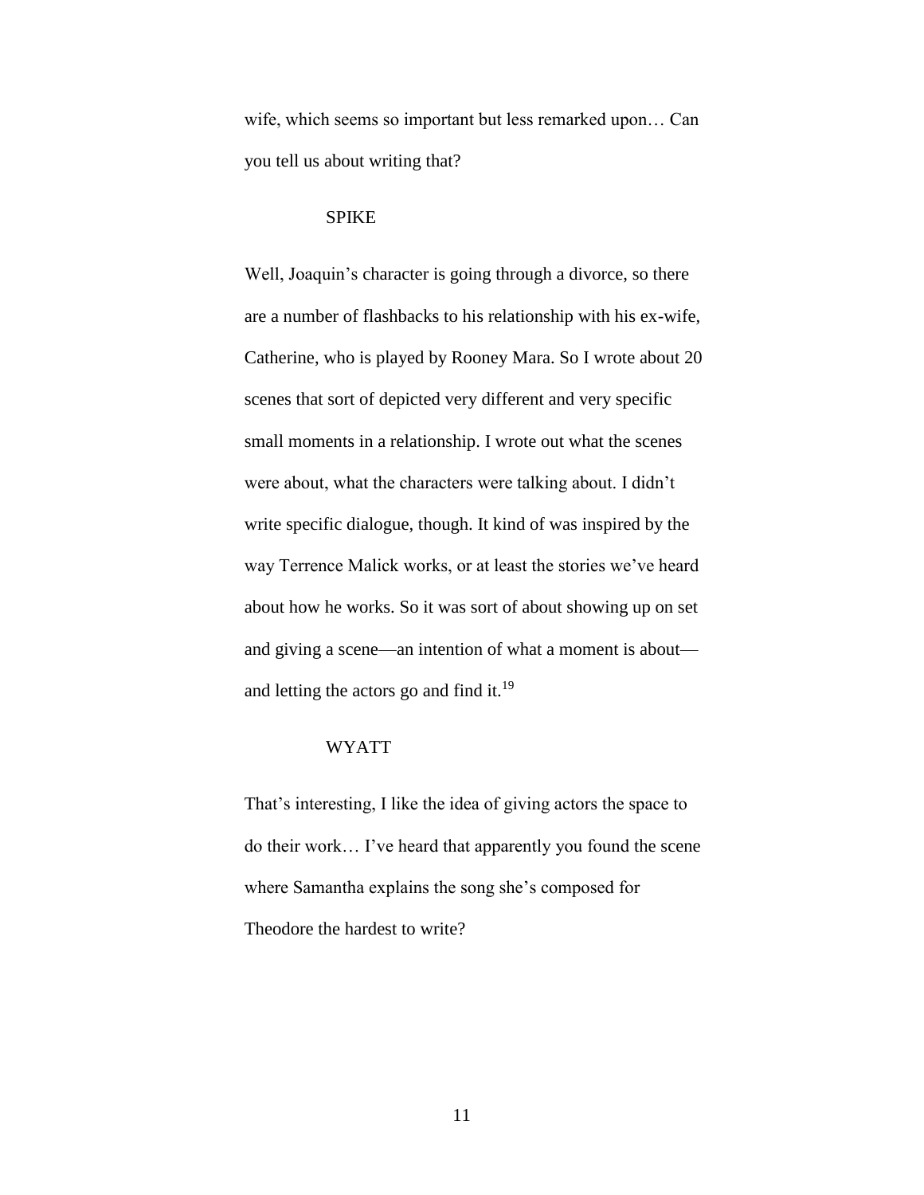wife, which seems so important but less remarked upon… Can you tell us about writing that?

SPIKE

Well, Joaquin's character is going through a divorce, so there are a number of flashbacks to his relationship with his ex-wife, Catherine, who is played by Rooney Mara. So I wrote about 20 scenes that sort of depicted very different and very specific small moments in a relationship. I wrote out what the scenes were about, what the characters were talking about. I didn't write specific dialogue, though. It kind of was inspired by the way Terrence Malick works, or at least the stories we've heard about how he works. So it was sort of about showing up on set and giving a scene—an intention of what a moment is about—and letting the actors go and find it.[19]

WYATT

That's interesting, I like the idea of giving actors the space to do their work… I've heard that apparently you found the scene where Samantha explains the song she's composed for Theodore the hardest to write?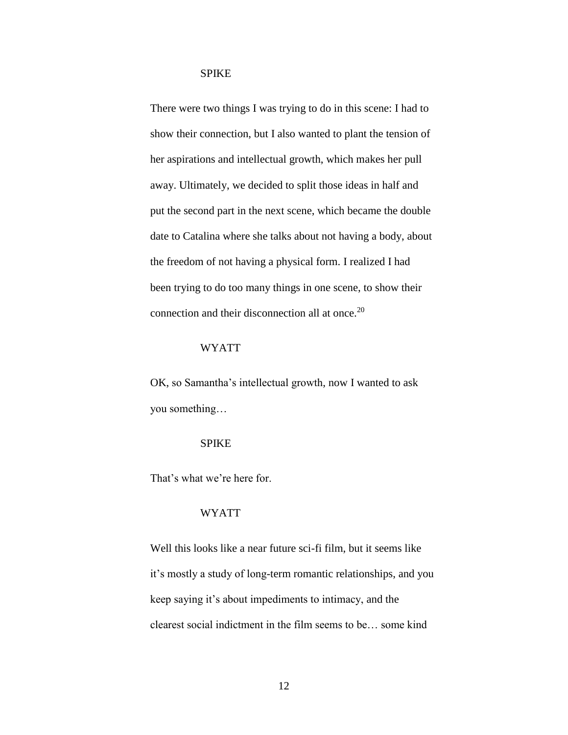SPIKE

There were two things I was trying to do in this scene: I had to show their connection, but I also wanted to plant the tension of her aspirations and intellectual growth, which makes her pull away. Ultimately, we decided to split those ideas in half and put the second part in the next scene, which became the double date to Catalina where she talks about not having a body, about the freedom of not having a physical form. I realized I had been trying to do too many things in one scene, to show their connection and their disconnection all at once.[20]

WYATT

OK, so Samantha's intellectual growth, now I wanted to ask you something…

SPIKE

That's what we're here for.

WYATT

Well this looks like a near future sci-fi film, but it seems like it's mostly a study of long-term romantic relationships, and you keep saying it's about impediments to intimacy, and the clearest social indictment in the film seems to be… some kind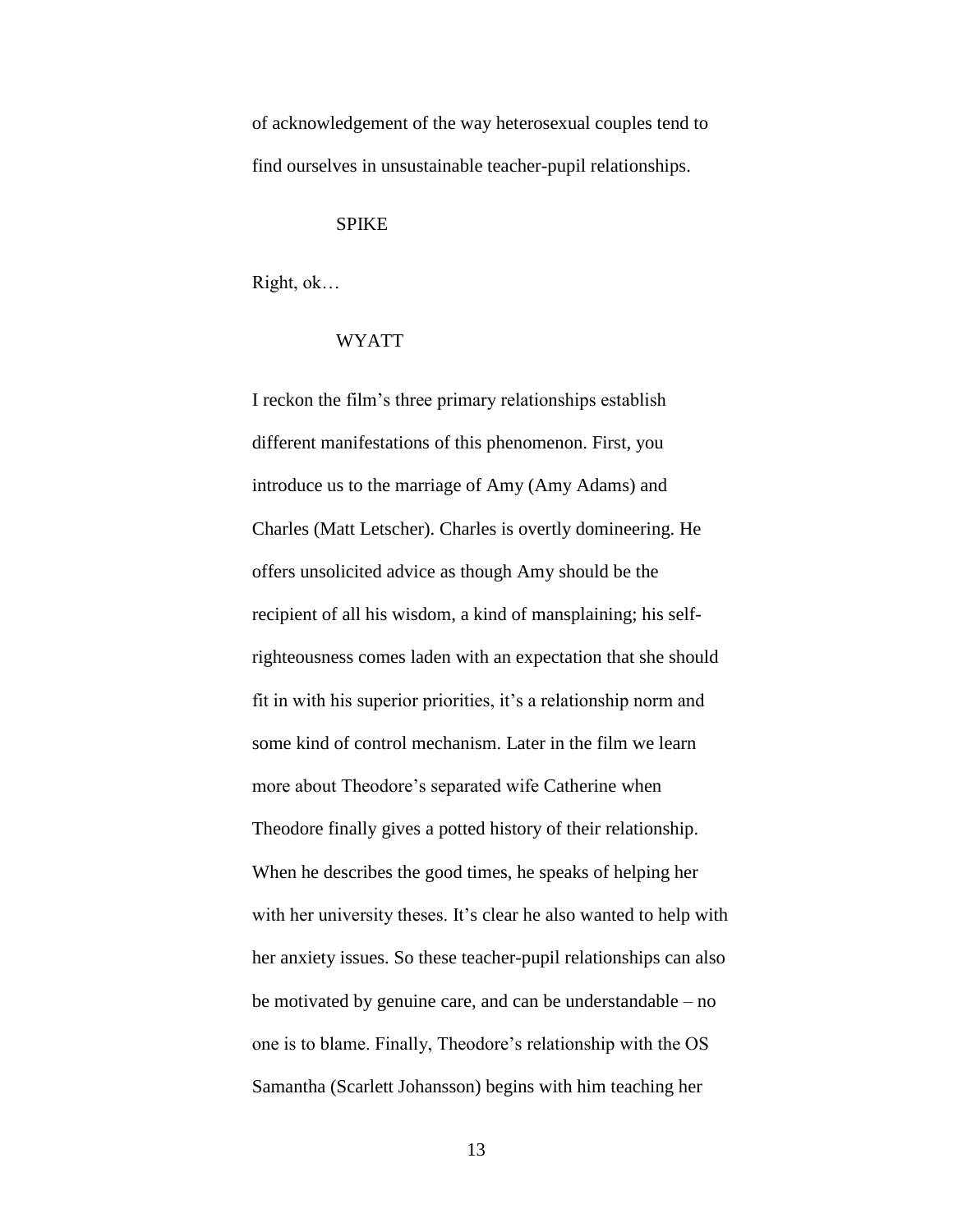of acknowledgement of the way heterosexual couples tend to find ourselves in unsustainable teacher-pupil relationships.

SPIKE

Right, ok…

WYATT

I reckon the film's three primary relationships establish different manifestations of this phenomenon. First, you introduce us to the marriage of Amy (Amy Adams) and Charles (Matt Letscher). Charles is overtly domineering. He offers unsolicited advice as though Amy should be the recipient of all his wisdom, a kind of mansplaining; his self-righteousness comes laden with an expectation that she should fit in with his superior priorities, it's a relationship norm and some kind of control mechanism. Later in the film we learn more about Theodore's separated wife Catherine when Theodore finally gives a potted history of their relationship. When he describes the good times, he speaks of helping her with her university theses. It's clear he also wanted to help with her anxiety issues. So these teacher-pupil relationships can also be motivated by genuine care, and can be understandable – no one is to blame. Finally, Theodore's relationship with the OS Samantha (Scarlett Johansson) begins with him teaching her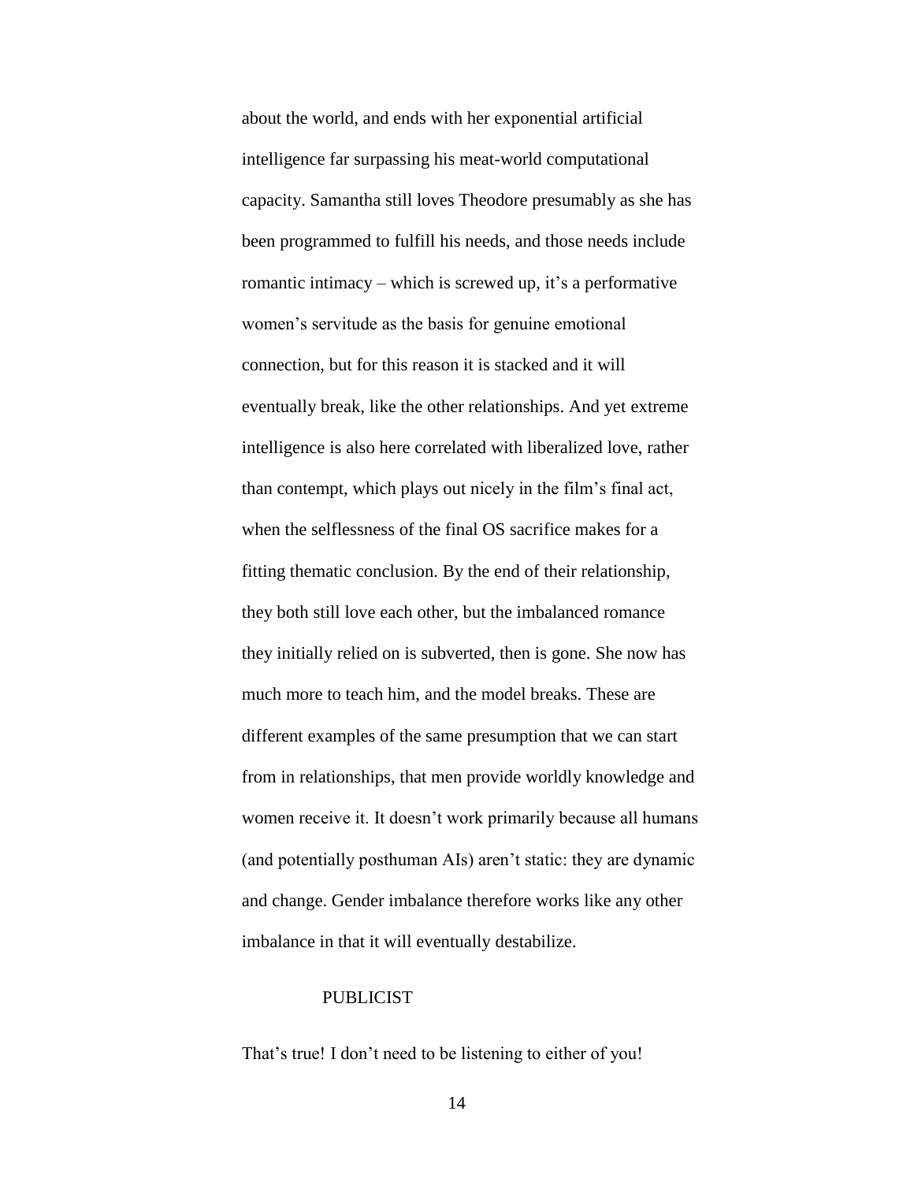about the world, and ends with her exponential artificial intelligence far surpassing his meat-world computational capacity. Samantha still loves Theodore presumably as she has been programmed to fulfill his needs, and those needs include romantic intimacy – which is screwed up, it's a performative women's servitude as the basis for genuine emotional connection, but for this reason it is stacked and it will eventually break, like the other relationships. And yet extreme intelligence is also here correlated with liberalized love, rather than contempt, which plays out nicely in the film's final act, when the selflessness of the final OS sacrifice makes for a fitting thematic conclusion. By the end of their relationship, they both still love each other, but the imbalanced romance they initially relied on is subverted, then is gone. She now has much more to teach him, and the model breaks. These are different examples of the same presumption that we can start from in relationships, that men provide worldly knowledge and women receive it. It doesn't work primarily because all humans (and potentially posthuman AIs) aren't static: they are dynamic and change. Gender imbalance therefore works like any other imbalance in that it will eventually destabilize.

PUBLICIST

That's true! I don't need to be listening to either of you!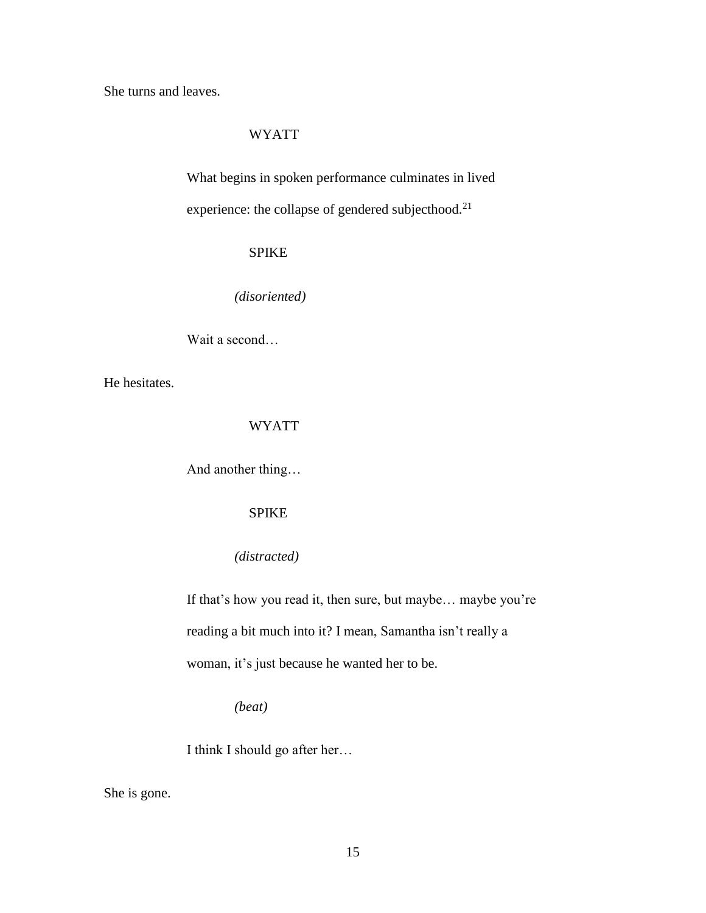She turns and leaves.

WYATT

What begins in spoken performance culminates in lived experience: the collapse of gendered subjecthood.[21]

SPIKE

*(disoriented)*

Wait a second…

He hesitates.

WYATT

And another thing…

SPIKE

*(distracted)*

If that's how you read it, then sure, but maybe… maybe you're reading a bit much into it? I mean, Samantha isn't really a woman, it's just because he wanted her to be.

*(beat)*

I think I should go after her…

She is gone.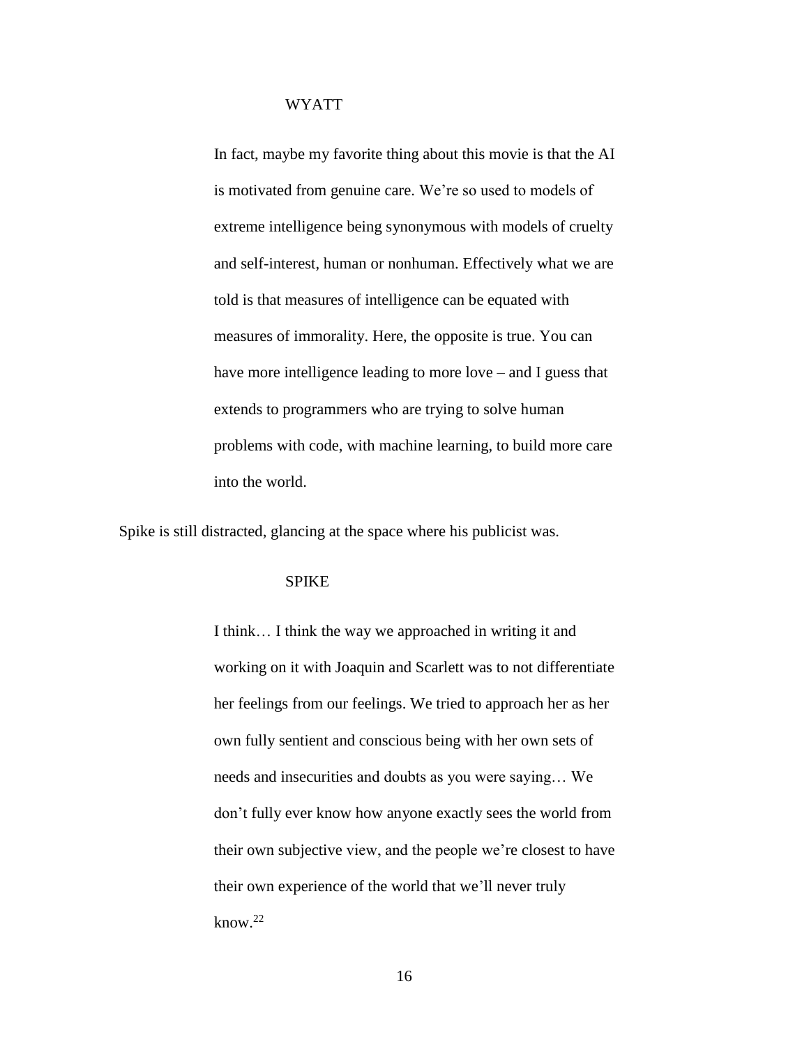WYATT

In fact, maybe my favorite thing about this movie is that the AI is motivated from genuine care. We're so used to models of extreme intelligence being synonymous with models of cruelty and self-interest, human or nonhuman. Effectively what we are told is that measures of intelligence can be equated with measures of immorality. Here, the opposite is true. You can have more intelligence leading to more love – and I guess that extends to programmers who are trying to solve human problems with code, with machine learning, to build more care into the world.

Spike is still distracted, glancing at the space where his publicist was.

SPIKE

I think… I think the way we approached in writing it and working on it with Joaquin and Scarlett was to not differentiate her feelings from our feelings. We tried to approach her as her own fully sentient and conscious being with her own sets of needs and insecurities and doubts as you were saying… We don't fully ever know how anyone exactly sees the world from their own subjective view, and the people we're closest to have their own experience of the world that we'll never truly know.[22]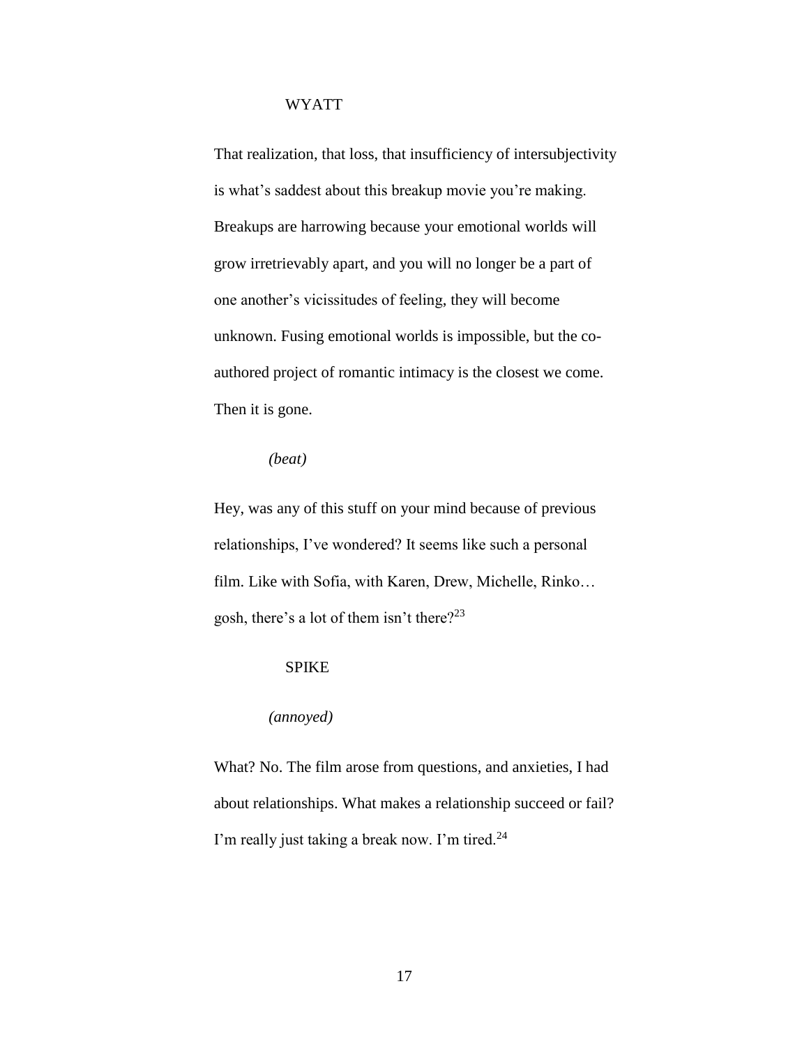WYATT

That realization, that loss, that insufficiency of intersubjectivity is what's saddest about this breakup movie you're making. Breakups are harrowing because your emotional worlds will grow irretrievably apart, and you will no longer be a part of one another's vicissitudes of feeling, they will become unknown. Fusing emotional worlds is impossible, but the co-authored project of romantic intimacy is the closest we come. Then it is gone.

*(beat)*

Hey, was any of this stuff on your mind because of previous relationships, I've wondered? It seems like such a personal film. Like with Sofia, with Karen, Drew, Michelle, Rinko… gosh, there's a lot of them isn't there?[23]

SPIKE

*(annoyed)*

What? No. The film arose from questions, and anxieties, I had about relationships. What makes a relationship succeed or fail? I'm really just taking a break now. I'm tired.[24]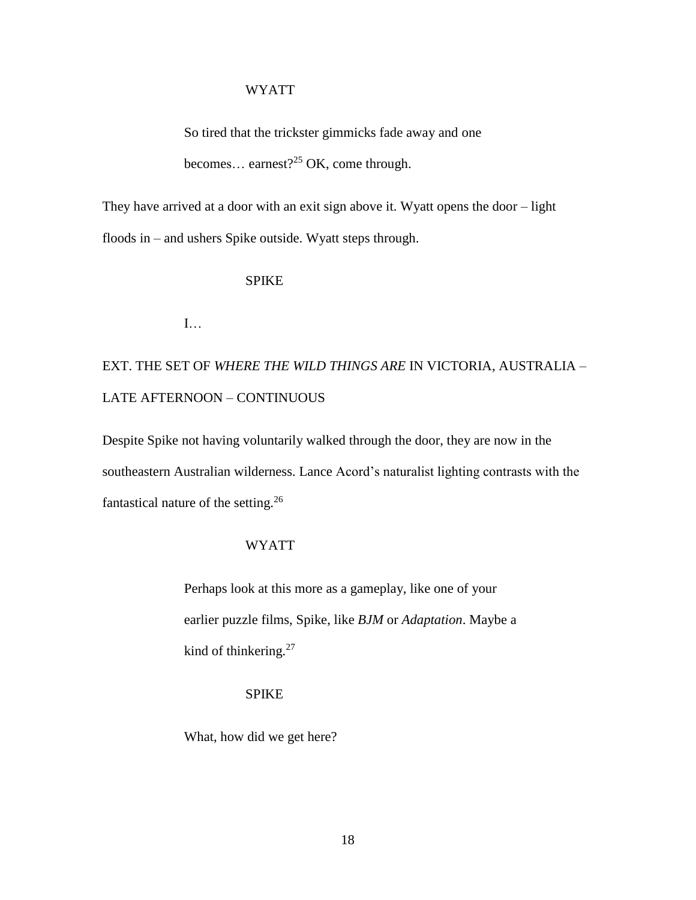WYATT

So tired that the trickster gimmicks fade away and one becomes… earnest?[25] OK, come through.

They have arrived at a door with an exit sign above it. Wyatt opens the door – light floods in – and ushers Spike outside. Wyatt steps through.

SPIKE

I…

EXT. THE SET OF *WHERE THE WILD THINGS ARE* IN VICTORIA, AUSTRALIA – LATE AFTERNOON – CONTINUOUS

Despite Spike not having voluntarily walked through the door, they are now in the southeastern Australian wilderness. Lance Acord's naturalist lighting contrasts with the fantastical nature of the setting.[26]

WYATT

Perhaps look at this more as a gameplay, like one of your earlier puzzle films, Spike, like *BJM* or *Adaptation*. Maybe a kind of thinkering.[27]

SPIKE

What, how did we get here?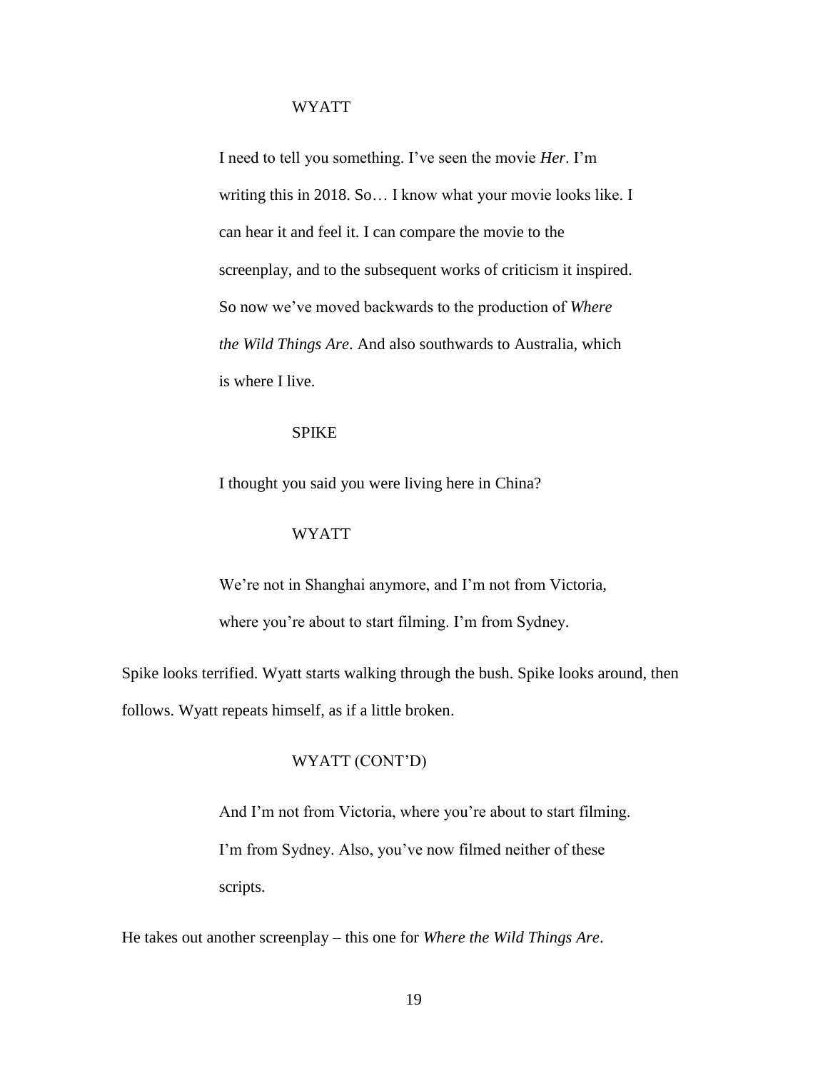WYATT

I need to tell you something. I've seen the movie *Her*. I'm writing this in 2018. So… I know what your movie looks like. I can hear it and feel it. I can compare the movie to the screenplay, and to the subsequent works of criticism it inspired. So now we've moved backwards to the production of *Where the Wild Things Are*. And also southwards to Australia, which is where I live.

SPIKE

I thought you said you were living here in China?

WYATT

We're not in Shanghai anymore, and I'm not from Victoria, where you're about to start filming. I'm from Sydney.

Spike looks terrified. Wyatt starts walking through the bush. Spike looks around, then follows. Wyatt repeats himself, as if a little broken.

WYATT (CONT'D)

And I'm not from Victoria, where you're about to start filming. I'm from Sydney. Also, you've now filmed neither of these scripts.

He takes out another screenplay – this one for *Where the Wild Things Are*.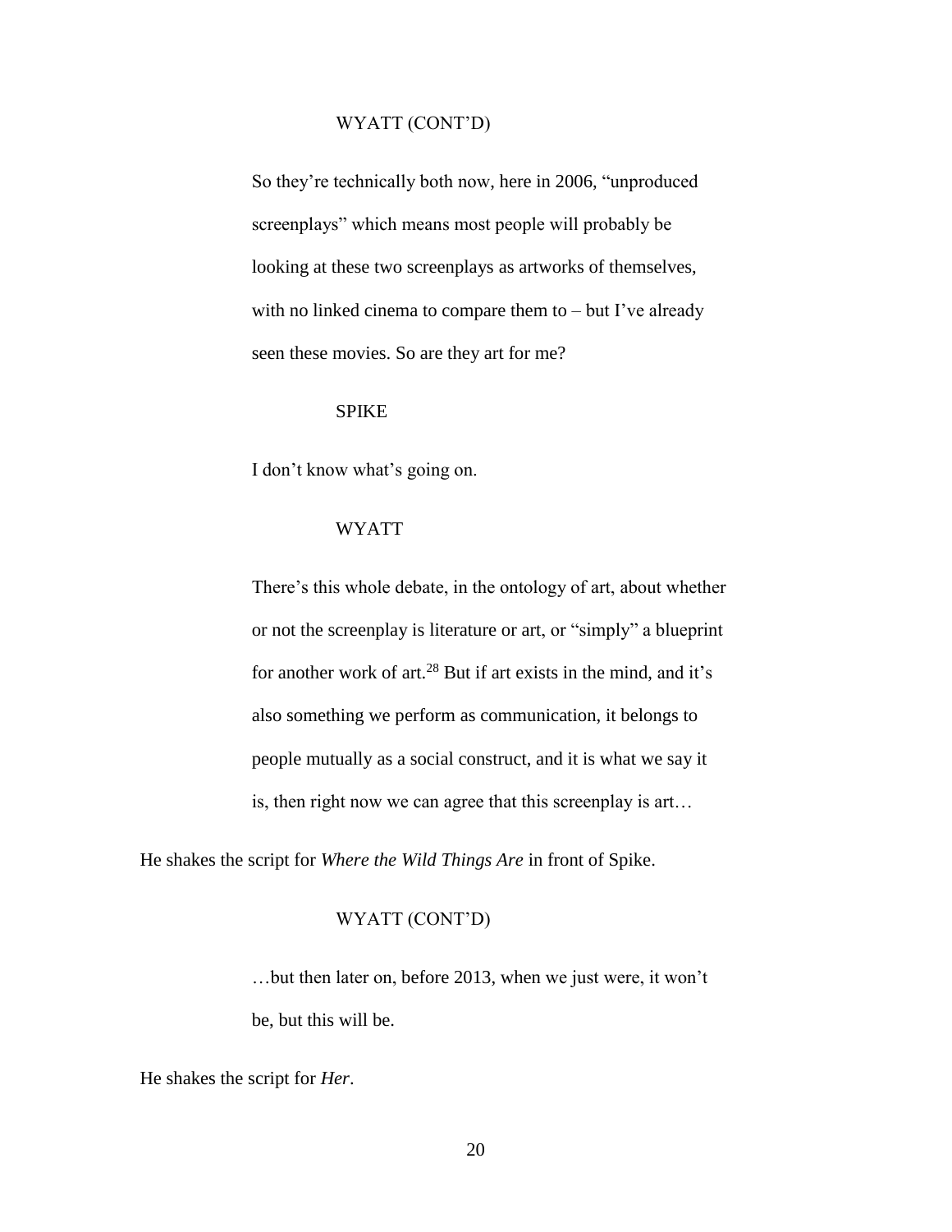WYATT (CONT'D)

So they're technically both now, here in 2006, "unproduced screenplays" which means most people will probably be looking at these two screenplays as artworks of themselves, with no linked cinema to compare them to – but I've already seen these movies. So are they art for me?

SPIKE

I don't know what's going on.

WYATT

There's this whole debate, in the ontology of art, about whether or not the screenplay is literature or art, or "simply" a blueprint for another work of art.[28] But if art exists in the mind, and it's also something we perform as communication, it belongs to people mutually as a social construct, and it is what we say it is, then right now we can agree that this screenplay is art…

He shakes the script for *Where the Wild Things Are* in front of Spike.

WYATT (CONT'D)

…but then later on, before 2013, when we just were, it won't be, but this will be.

He shakes the script for *Her*.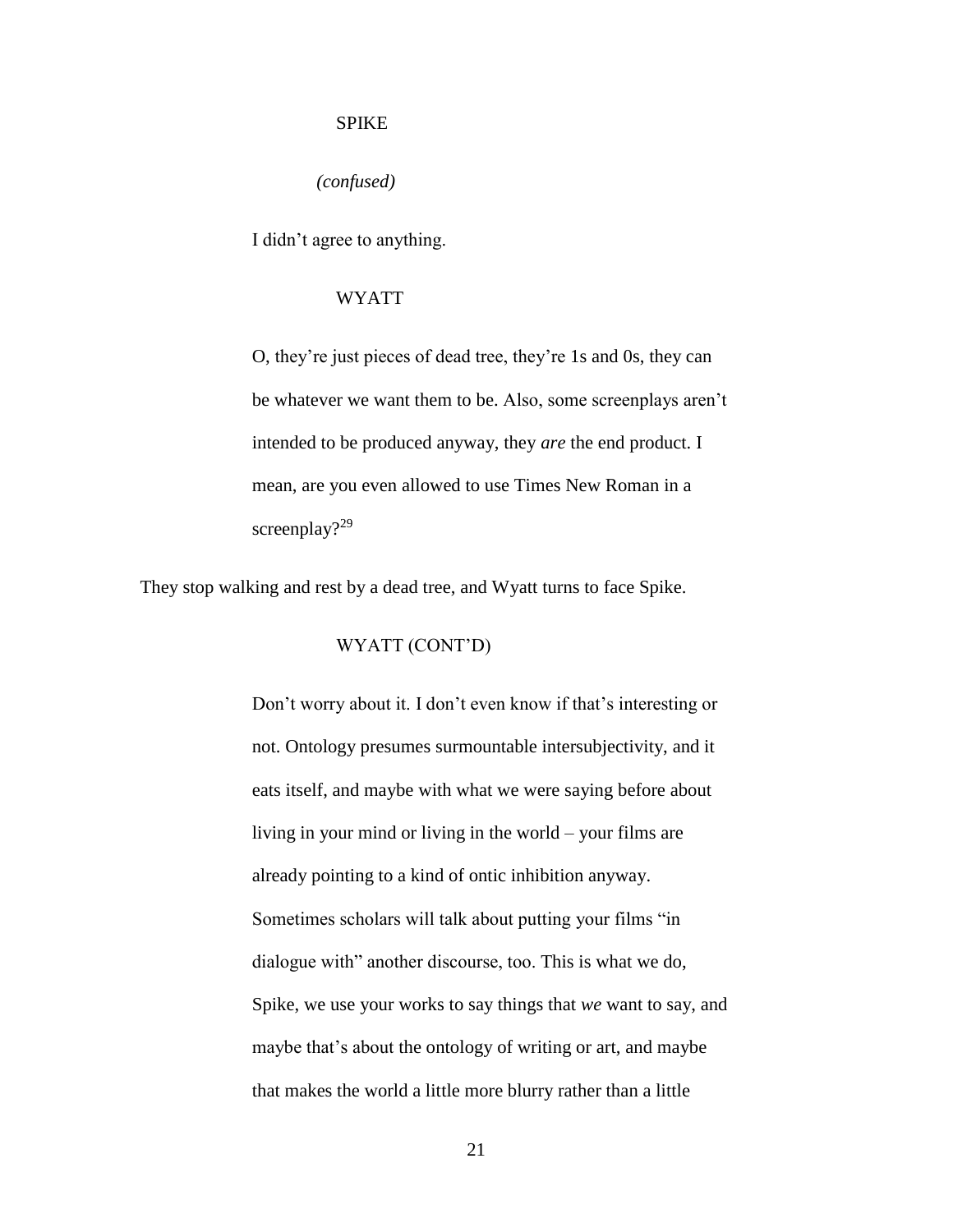SPIKE

*(confused)*

I didn't agree to anything.

WYATT

O, they're just pieces of dead tree, they're 1s and 0s, they can be whatever we want them to be. Also, some screenplays aren't intended to be produced anyway, they *are* the end product. I mean, are you even allowed to use Times New Roman in a screenplay?[29]

They stop walking and rest by a dead tree, and Wyatt turns to face Spike.

WYATT (CONT'D)

Don't worry about it. I don't even know if that's interesting or not. Ontology presumes surmountable intersubjectivity, and it eats itself, and maybe with what we were saying before about living in your mind or living in the world – your films are already pointing to a kind of ontic inhibition anyway. Sometimes scholars will talk about putting your films "in dialogue with" another discourse, too. This is what we do, Spike, we use your works to say things that *we* want to say, and maybe that's about the ontology of writing or art, and maybe that makes the world a little more blurry rather than a little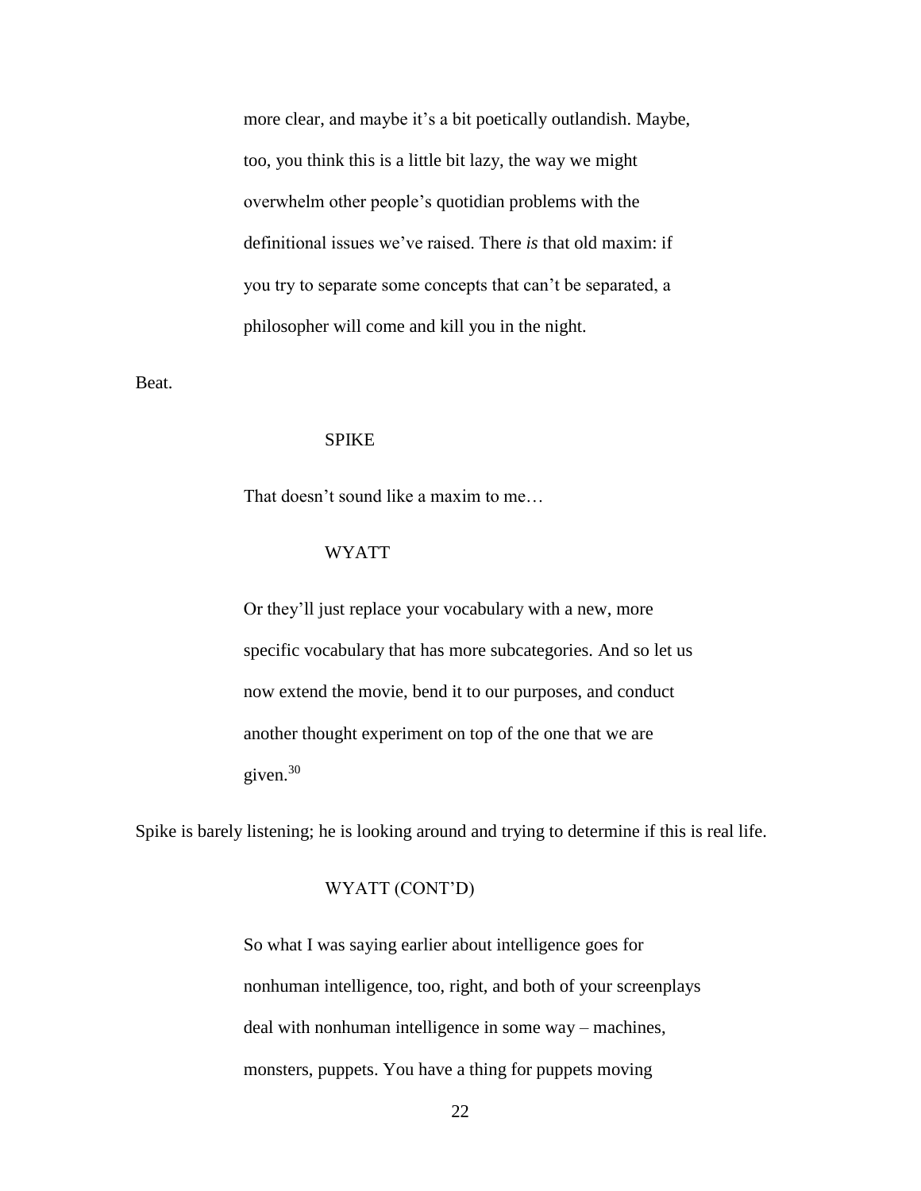more clear, and maybe it's a bit poetically outlandish. Maybe, too, you think this is a little bit lazy, the way we might overwhelm other people's quotidian problems with the definitional issues we've raised. There *is* that old maxim: if you try to separate some concepts that can't be separated, a philosopher will come and kill you in the night.

Beat.

SPIKE

That doesn't sound like a maxim to me…

WYATT

Or they'll just replace your vocabulary with a new, more specific vocabulary that has more subcategories. And so let us now extend the movie, bend it to our purposes, and conduct another thought experiment on top of the one that we are given.[30]

Spike is barely listening; he is looking around and trying to determine if this is real life.

WYATT (CONT'D)

So what I was saying earlier about intelligence goes for nonhuman intelligence, too, right, and both of your screenplays deal with nonhuman intelligence in some way – machines, monsters, puppets. You have a thing for puppets moving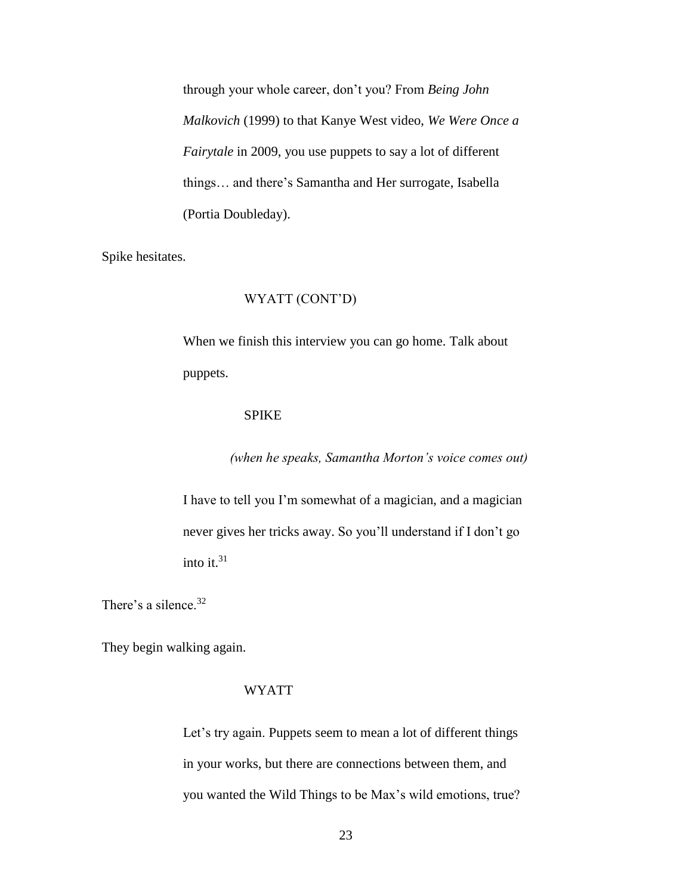through your whole career, don't you? From *Being John Malkovich* (1999) to that Kanye West video, *We Were Once a Fairytale* in 2009, you use puppets to say a lot of different things… and there's Samantha and Her surrogate, Isabella (Portia Doubleday).

Spike hesitates.

WYATT (CONT'D)

When we finish this interview you can go home. Talk about puppets.

SPIKE

*(when he speaks, Samantha Morton's voice comes out)*

I have to tell you I'm somewhat of a magician, and a magician never gives her tricks away. So you'll understand if I don't go into it.[31]

There's a silence.[32]

They begin walking again.

WYATT

Let's try again. Puppets seem to mean a lot of different things in your works, but there are connections between them, and you wanted the Wild Things to be Max's wild emotions, true?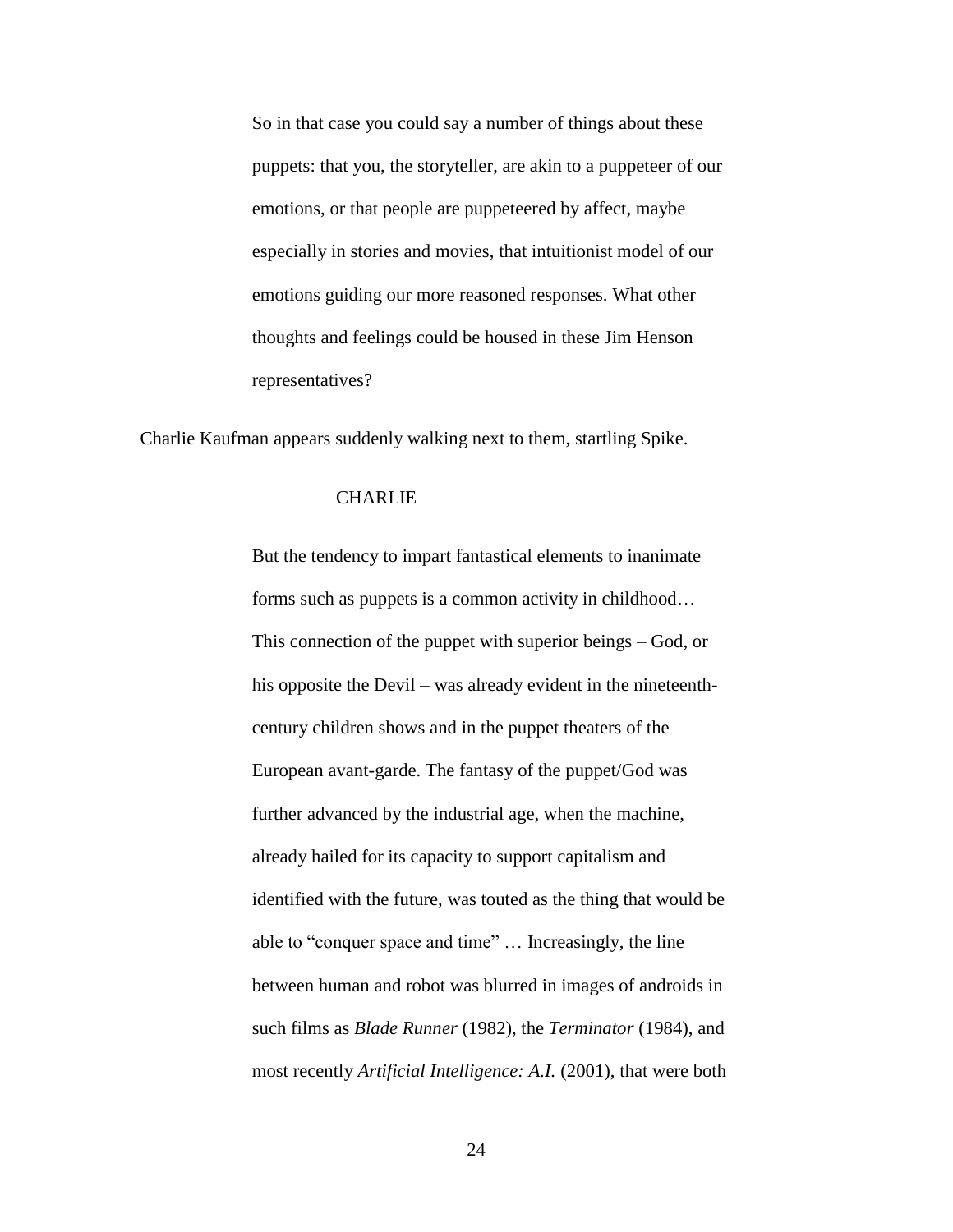So in that case you could say a number of things about these puppets: that you, the storyteller, are akin to a puppeteer of our emotions, or that people are puppeteered by affect, maybe especially in stories and movies, that intuitionist model of our emotions guiding our more reasoned responses. What other thoughts and feelings could be housed in these Jim Henson representatives?

Charlie Kaufman appears suddenly walking next to them, startling Spike.

CHARLIE

But the tendency to impart fantastical elements to inanimate forms such as puppets is a common activity in childhood… This connection of the puppet with superior beings – God, or his opposite the Devil – was already evident in the nineteenth-century children shows and in the puppet theaters of the European avant-garde. The fantasy of the puppet/God was further advanced by the industrial age, when the machine, already hailed for its capacity to support capitalism and identified with the future, was touted as the thing that would be able to "conquer space and time" … Increasingly, the line between human and robot was blurred in images of androids in such films as *Blade Runner* (1982), the *Terminator* (1984), and most recently *Artificial Intelligence: A.I.* (2001), that were both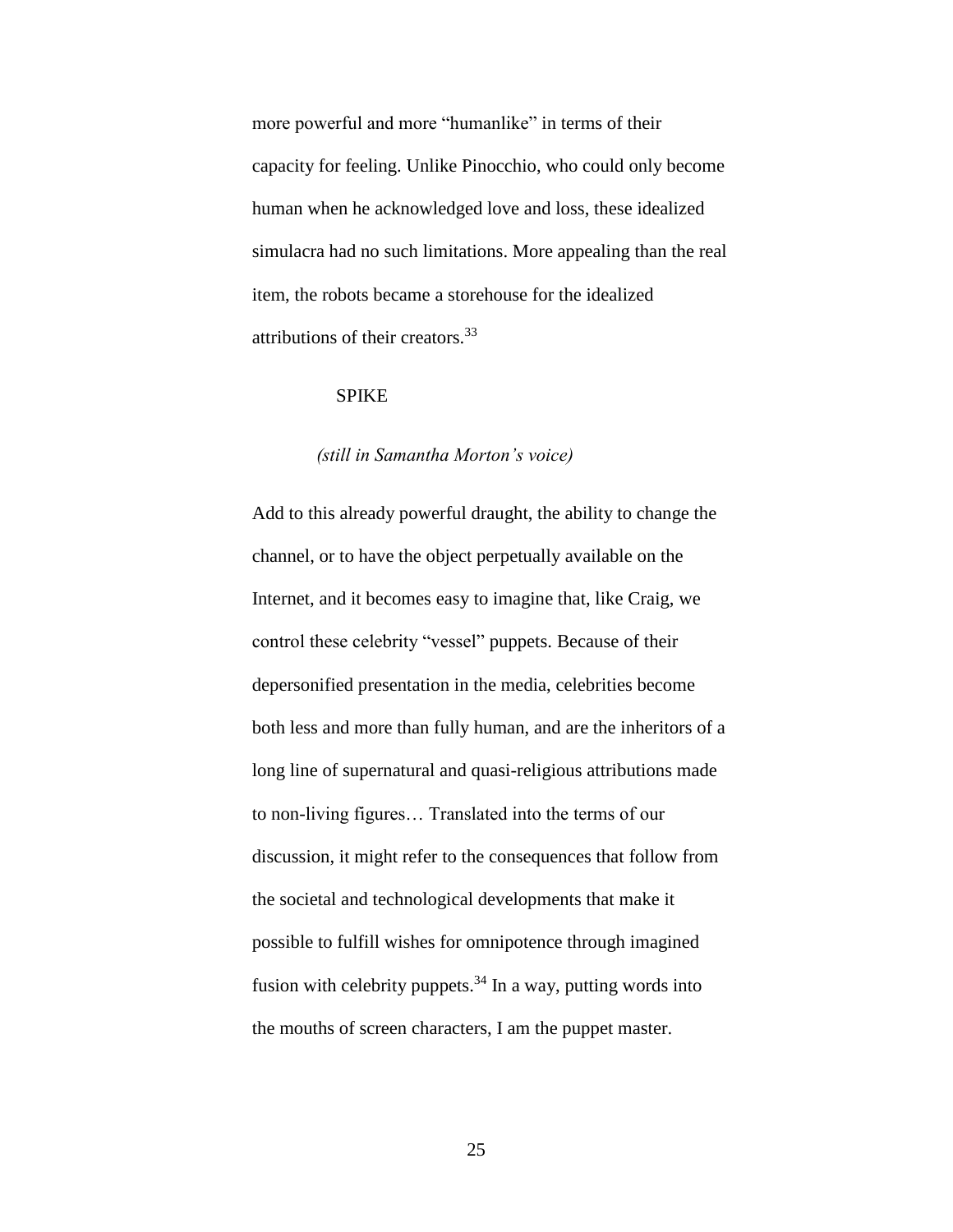more powerful and more "humanlike" in terms of their capacity for feeling. Unlike Pinocchio, who could only become human when he acknowledged love and loss, these idealized simulacra had no such limitations. More appealing than the real item, the robots became a storehouse for the idealized attributions of their creators.[33]

SPIKE

*(still in Samantha Morton's voice)*

Add to this already powerful draught, the ability to change the channel, or to have the object perpetually available on the Internet, and it becomes easy to imagine that, like Craig, we control these celebrity "vessel" puppets. Because of their depersonified presentation in the media, celebrities become both less and more than fully human, and are the inheritors of a long line of supernatural and quasi-religious attributions made to non-living figures… Translated into the terms of our discussion, it might refer to the consequences that follow from the societal and technological developments that make it possible to fulfill wishes for omnipotence through imagined fusion with celebrity puppets.[34] In a way, putting words into the mouths of screen characters, I am the puppet master.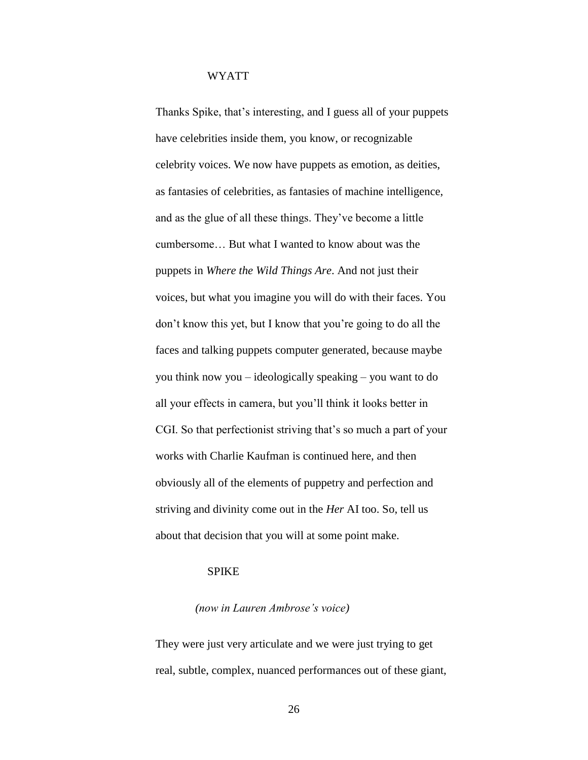WYATT

Thanks Spike, that's interesting, and I guess all of your puppets have celebrities inside them, you know, or recognizable celebrity voices. We now have puppets as emotion, as deities, as fantasies of celebrities, as fantasies of machine intelligence, and as the glue of all these things. They've become a little cumbersome… But what I wanted to know about was the puppets in *Where the Wild Things Are*. And not just their voices, but what you imagine you will do with their faces. You don't know this yet, but I know that you're going to do all the faces and talking puppets computer generated, because maybe you think now you – ideologically speaking – you want to do all your effects in camera, but you'll think it looks better in CGI. So that perfectionist striving that's so much a part of your works with Charlie Kaufman is continued here, and then obviously all of the elements of puppetry and perfection and striving and divinity come out in the *Her* AI too. So, tell us about that decision that you will at some point make.

SPIKE

*(now in Lauren Ambrose's voice)*

They were just very articulate and we were just trying to get real, subtle, complex, nuanced performances out of these giant,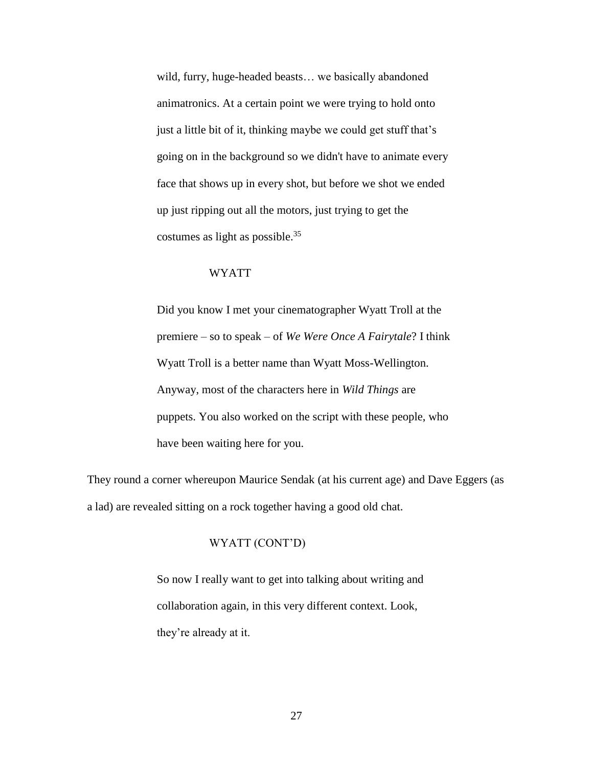wild, furry, huge-headed beasts… we basically abandoned animatronics. At a certain point we were trying to hold onto just a little bit of it, thinking maybe we could get stuff that's going on in the background so we didn't have to animate every face that shows up in every shot, but before we shot we ended up just ripping out all the motors, just trying to get the costumes as light as possible.[35]

WYATT

Did you know I met your cinematographer Wyatt Troll at the premiere – so to speak – of *We Were Once A Fairytale*? I think Wyatt Troll is a better name than Wyatt Moss-Wellington. Anyway, most of the characters here in *Wild Things* are puppets. You also worked on the script with these people, who have been waiting here for you.

They round a corner whereupon Maurice Sendak (at his current age) and Dave Eggers (as a lad) are revealed sitting on a rock together having a good old chat.

WYATT (CONT'D)

So now I really want to get into talking about writing and collaboration again, in this very different context. Look, they're already at it.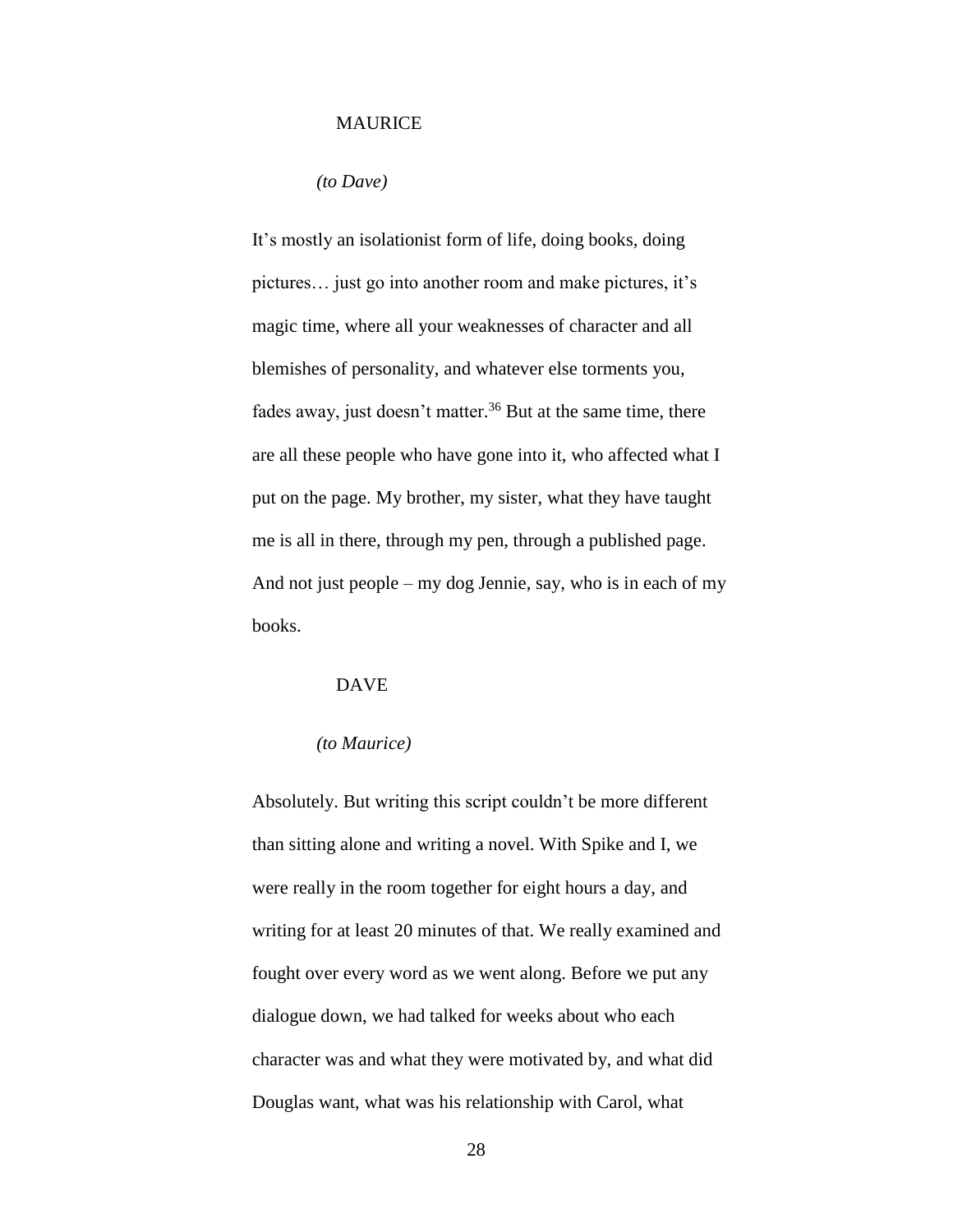MAURICE

*(to Dave)*

It's mostly an isolationist form of life, doing books, doing pictures… just go into another room and make pictures, it's magic time, where all your weaknesses of character and all blemishes of personality, and whatever else torments you, fades away, just doesn't matter.[36] But at the same time, there are all these people who have gone into it, who affected what I put on the page. My brother, my sister, what they have taught me is all in there, through my pen, through a published page. And not just people – my dog Jennie, say, who is in each of my books.

DAVE

*(to Maurice)*

Absolutely. But writing this script couldn't be more different than sitting alone and writing a novel. With Spike and I, we were really in the room together for eight hours a day, and writing for at least 20 minutes of that. We really examined and fought over every word as we went along. Before we put any dialogue down, we had talked for weeks about who each character was and what they were motivated by, and what did Douglas want, what was his relationship with Carol, what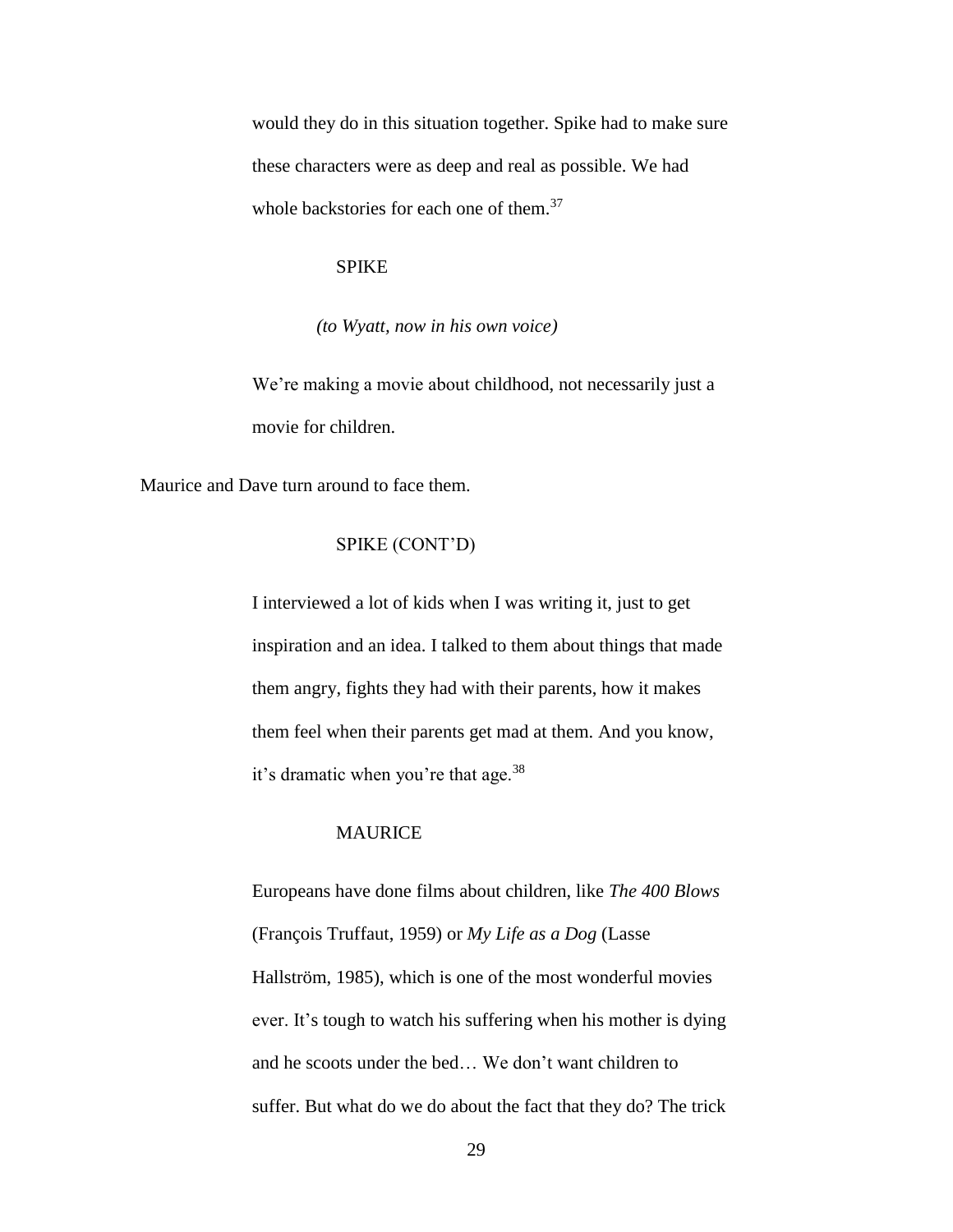would they do in this situation together. Spike had to make sure these characters were as deep and real as possible. We had whole backstories for each one of them.[37]

SPIKE

*(to Wyatt, now in his own voice)*

We're making a movie about childhood, not necessarily just a movie for children.

Maurice and Dave turn around to face them.

SPIKE (CONT'D)

I interviewed a lot of kids when I was writing it, just to get inspiration and an idea. I talked to them about things that made them angry, fights they had with their parents, how it makes them feel when their parents get mad at them. And you know, it's dramatic when you're that age.[38]

MAURICE

Europeans have done films about children, like *The 400 Blows* (François Truffaut, 1959) or *My Life as a Dog* (Lasse Hallström, 1985), which is one of the most wonderful movies ever. It's tough to watch his suffering when his mother is dying and he scoots under the bed… We don't want children to suffer. But what do we do about the fact that they do? The trick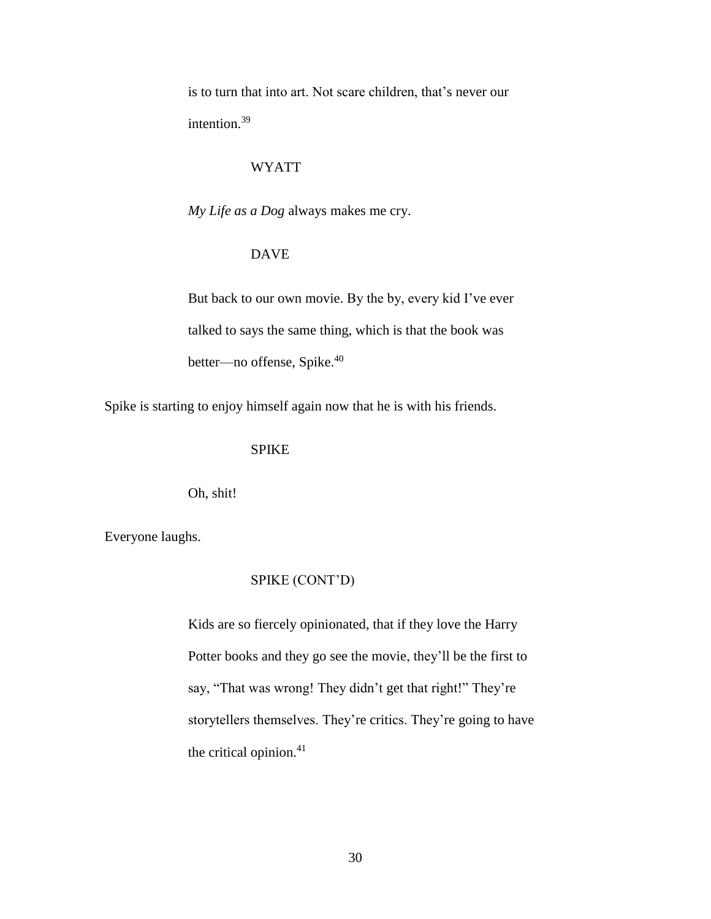is to turn that into art. Not scare children, that's never our intention.[39]

WYATT

*My Life as a Dog* always makes me cry.

DAVE

But back to our own movie. By the by, every kid I've ever talked to says the same thing, which is that the book was better—no offense, Spike.[40]

Spike is starting to enjoy himself again now that he is with his friends.

SPIKE

Oh, shit!

Everyone laughs.

SPIKE (CONT'D)

Kids are so fiercely opinionated, that if they love the Harry Potter books and they go see the movie, they'll be the first to say, "That was wrong! They didn't get that right!" They're storytellers themselves. They're critics. They're going to have the critical opinion.[41]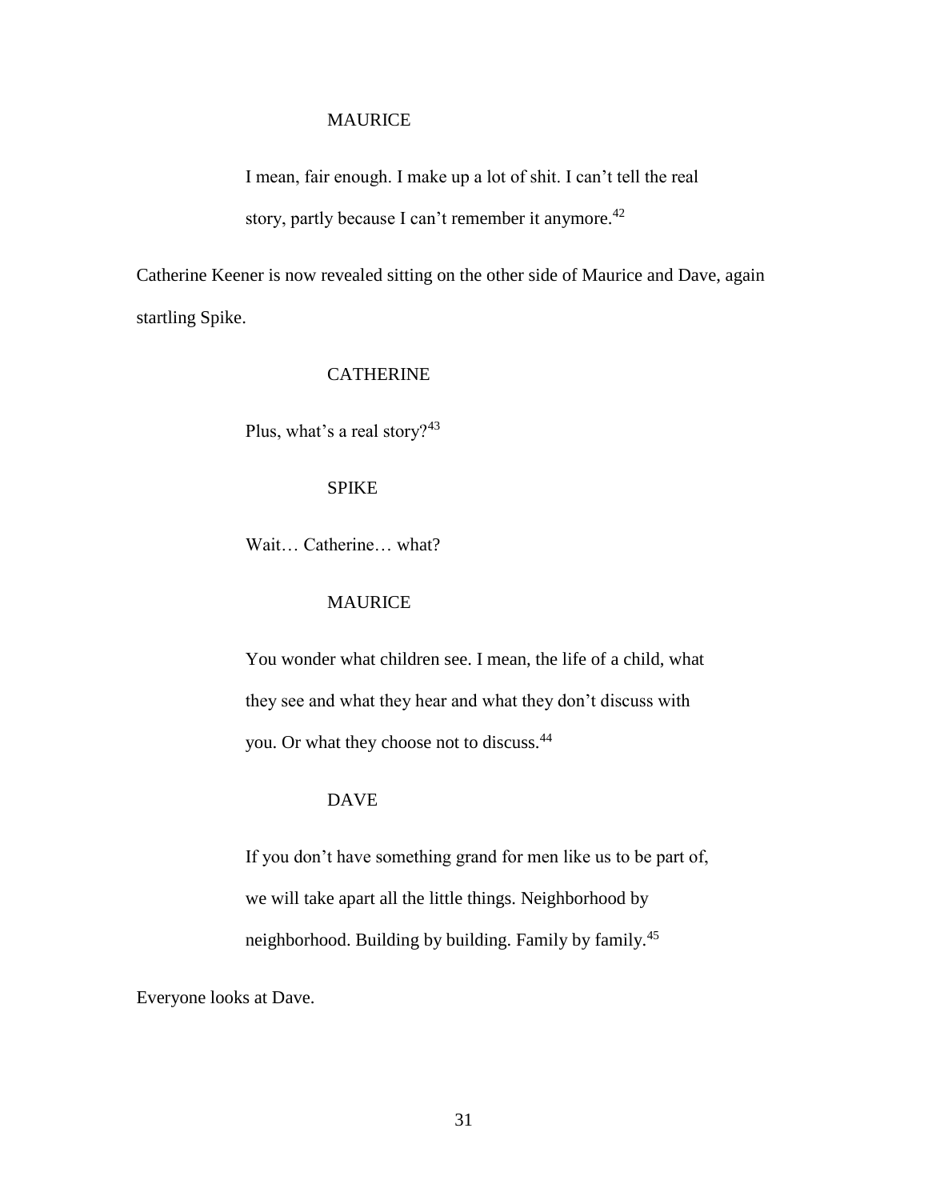MAURICE

I mean, fair enough. I make up a lot of shit. I can't tell the real story, partly because I can't remember it anymore.[42]

Catherine Keener is now revealed sitting on the other side of Maurice and Dave, again startling Spike.

CATHERINE

Plus, what's a real story?[43]

SPIKE

Wait… Catherine… what?

MAURICE

You wonder what children see. I mean, the life of a child, what they see and what they hear and what they don't discuss with you. Or what they choose not to discuss.[44]

DAVE

If you don't have something grand for men like us to be part of, we will take apart all the little things. Neighborhood by neighborhood. Building by building. Family by family.[45]

Everyone looks at Dave.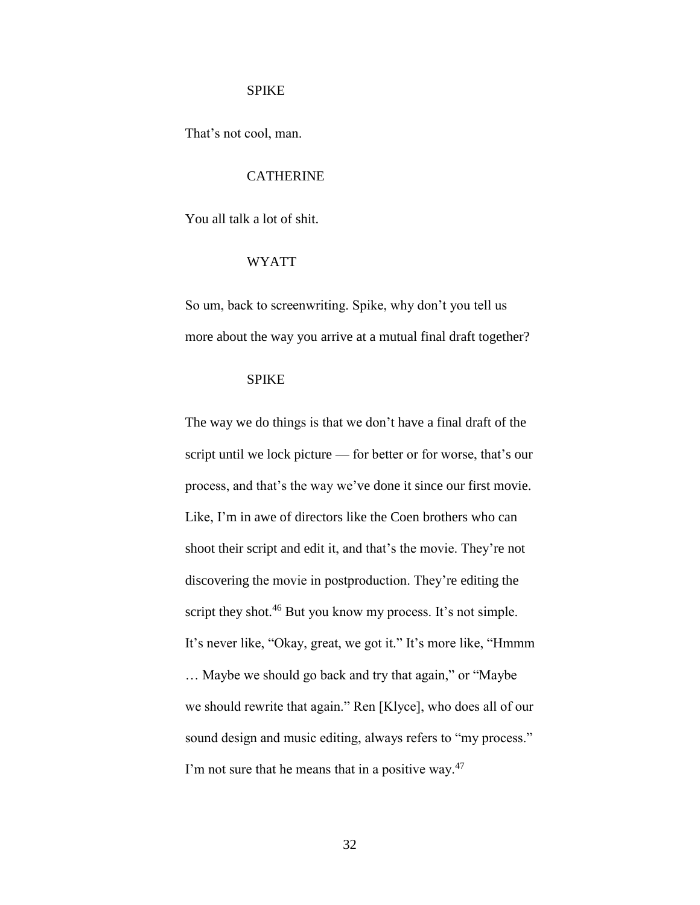SPIKE

That's not cool, man.

CATHERINE

You all talk a lot of shit.

WYATT

So um, back to screenwriting. Spike, why don't you tell us more about the way you arrive at a mutual final draft together?

SPIKE

The way we do things is that we don't have a final draft of the script until we lock picture — for better or for worse, that's our process, and that's the way we've done it since our first movie. Like, I'm in awe of directors like the Coen brothers who can shoot their script and edit it, and that's the movie. They're not discovering the movie in postproduction. They're editing the script they shot.[46] But you know my process. It's not simple. It's never like, "Okay, great, we got it." It's more like, "Hmmm … Maybe we should go back and try that again," or "Maybe we should rewrite that again." Ren [Klyce], who does all of our sound design and music editing, always refers to "my process." I'm not sure that he means that in a positive way.[47]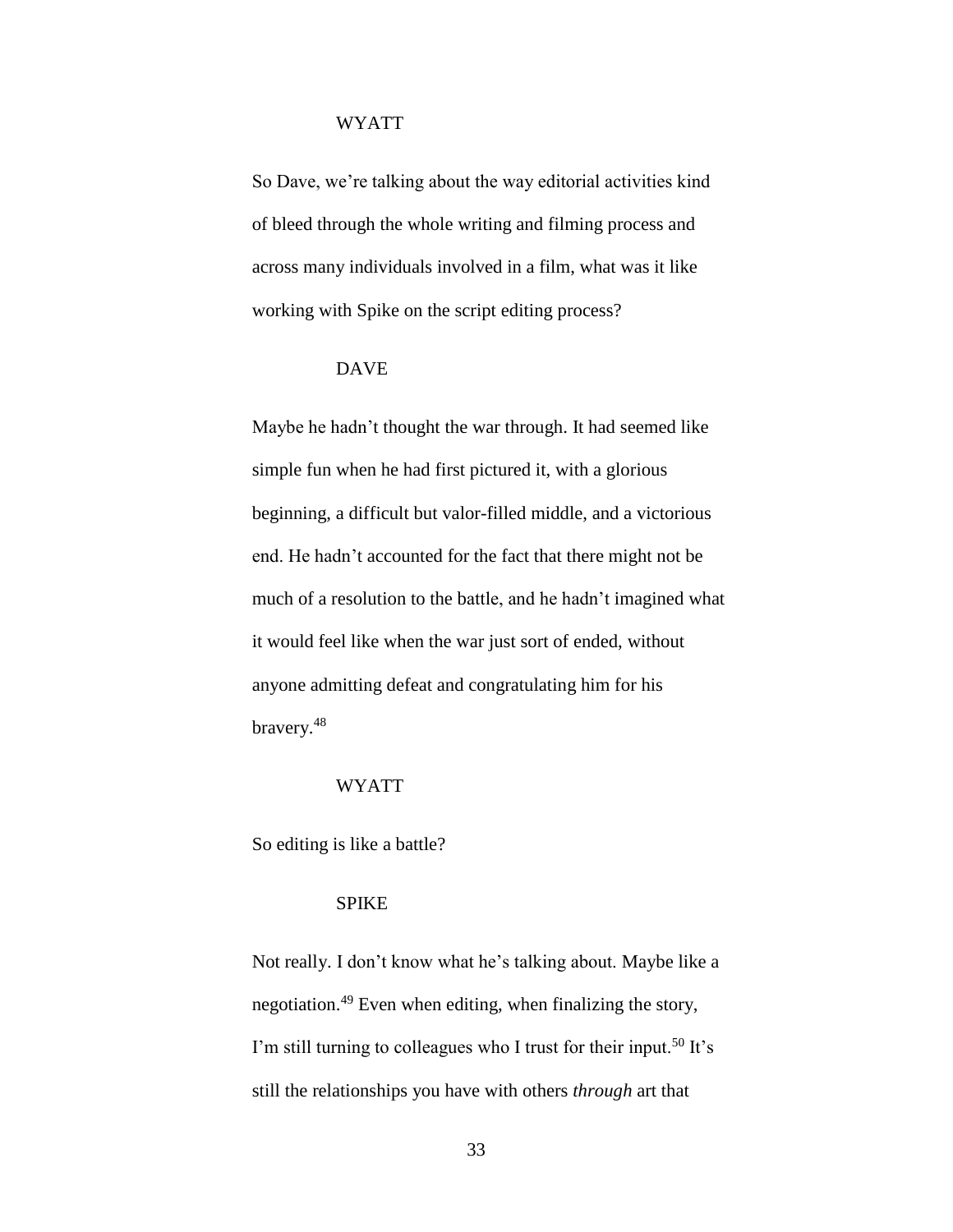WYATT

So Dave, we're talking about the way editorial activities kind of bleed through the whole writing and filming process and across many individuals involved in a film, what was it like working with Spike on the script editing process?

DAVE

Maybe he hadn't thought the war through. It had seemed like simple fun when he had first pictured it, with a glorious beginning, a difficult but valor-filled middle, and a victorious end. He hadn't accounted for the fact that there might not be much of a resolution to the battle, and he hadn't imagined what it would feel like when the war just sort of ended, without anyone admitting defeat and congratulating him for his bravery.[48]

WYATT

So editing is like a battle?

SPIKE

Not really. I don't know what he's talking about. Maybe like a negotiation.[49] Even when editing, when finalizing the story, I'm still turning to colleagues who I trust for their input.[50] It's still the relationships you have with others *through* art that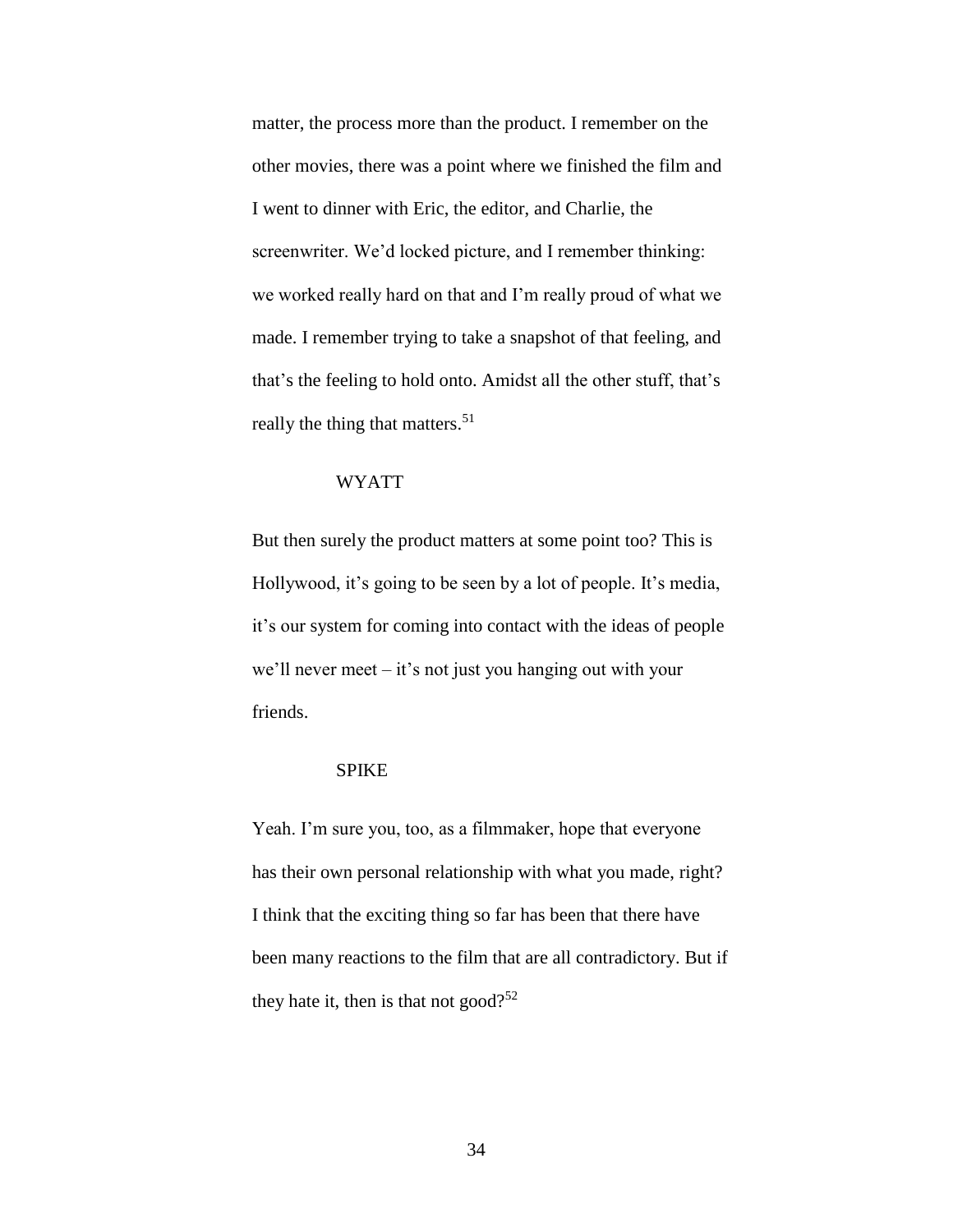matter, the process more than the product. I remember on the other movies, there was a point where we finished the film and I went to dinner with Eric, the editor, and Charlie, the screenwriter. We'd locked picture, and I remember thinking: we worked really hard on that and I'm really proud of what we made. I remember trying to take a snapshot of that feeling, and that's the feeling to hold onto. Amidst all the other stuff, that's really the thing that matters.[51]

WYATT

But then surely the product matters at some point too? This is Hollywood, it's going to be seen by a lot of people. It's media, it's our system for coming into contact with the ideas of people we'll never meet – it's not just you hanging out with your friends.

SPIKE

Yeah. I'm sure you, too, as a filmmaker, hope that everyone has their own personal relationship with what you made, right? I think that the exciting thing so far has been that there have been many reactions to the film that are all contradictory. But if they hate it, then is that not good?[52]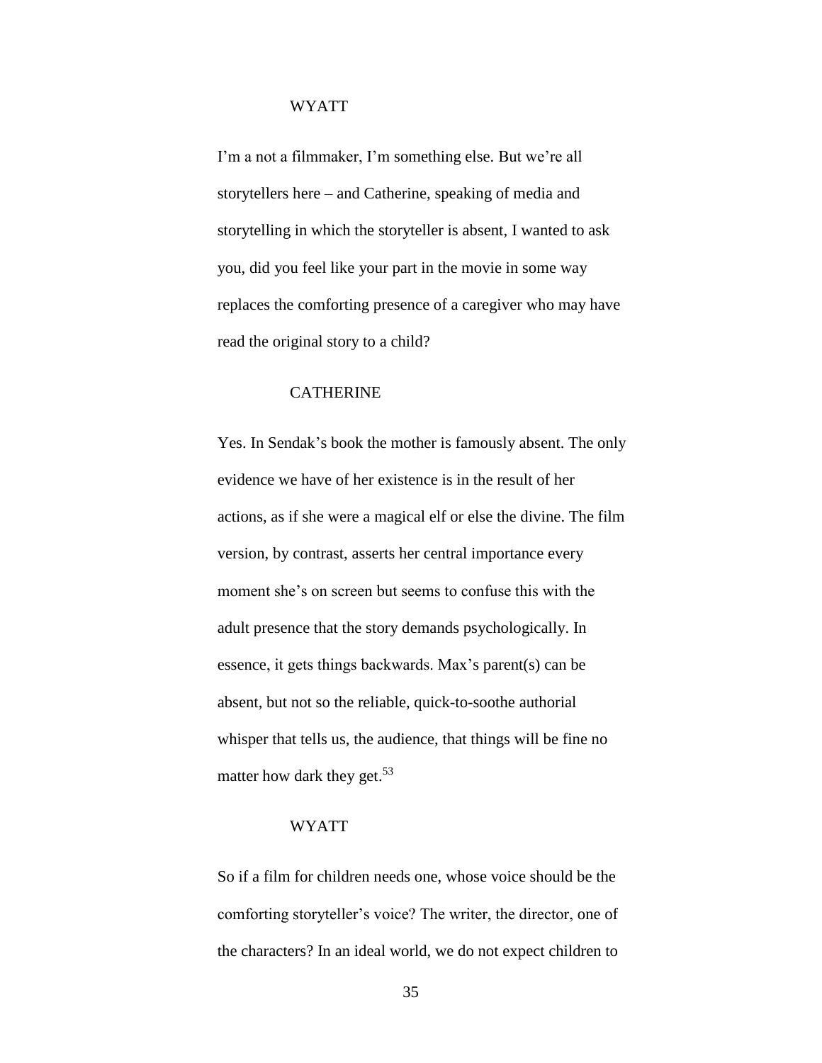WYATT

I'm a not a filmmaker, I'm something else. But we're all storytellers here – and Catherine, speaking of media and storytelling in which the storyteller is absent, I wanted to ask you, did you feel like your part in the movie in some way replaces the comforting presence of a caregiver who may have read the original story to a child?

CATHERINE

Yes. In Sendak's book the mother is famously absent. The only evidence we have of her existence is in the result of her actions, as if she were a magical elf or else the divine. The film version, by contrast, asserts her central importance every moment she's on screen but seems to confuse this with the adult presence that the story demands psychologically. In essence, it gets things backwards. Max's parent(s) can be absent, but not so the reliable, quick-to-soothe authorial whisper that tells us, the audience, that things will be fine no matter how dark they get.[53]

WYATT

So if a film for children needs one, whose voice should be the comforting storyteller's voice? The writer, the director, one of the characters? In an ideal world, we do not expect children to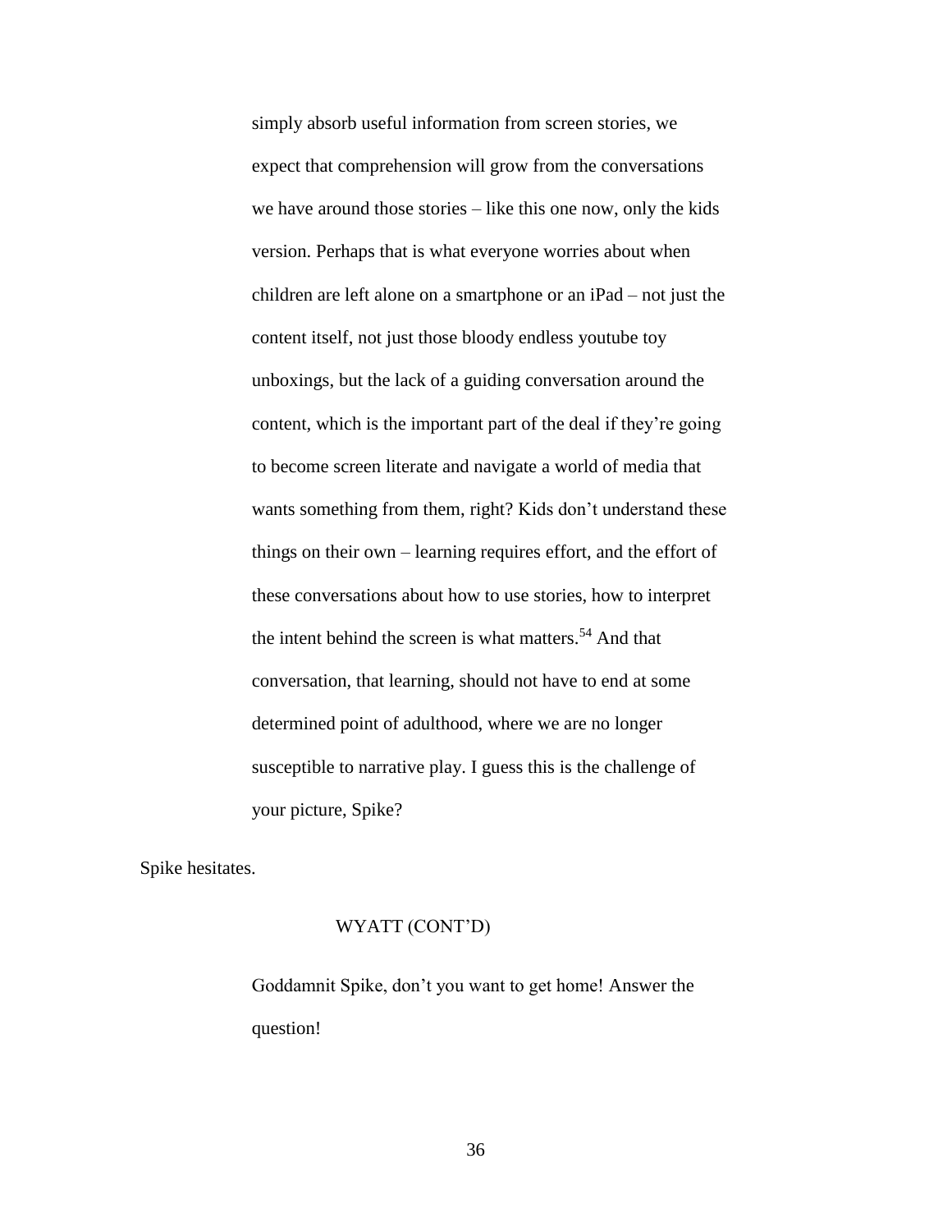simply absorb useful information from screen stories, we expect that comprehension will grow from the conversations we have around those stories – like this one now, only the kids version. Perhaps that is what everyone worries about when children are left alone on a smartphone or an iPad – not just the content itself, not just those bloody endless youtube toy unboxings, but the lack of a guiding conversation around the content, which is the important part of the deal if they're going to become screen literate and navigate a world of media that wants something from them, right? Kids don't understand these things on their own – learning requires effort, and the effort of these conversations about how to use stories, how to interpret the intent behind the screen is what matters.[54] And that conversation, that learning, should not have to end at some determined point of adulthood, where we are no longer susceptible to narrative play. I guess this is the challenge of your picture, Spike?

Spike hesitates.

WYATT (CONT'D)

Goddamnit Spike, don't you want to get home! Answer the question!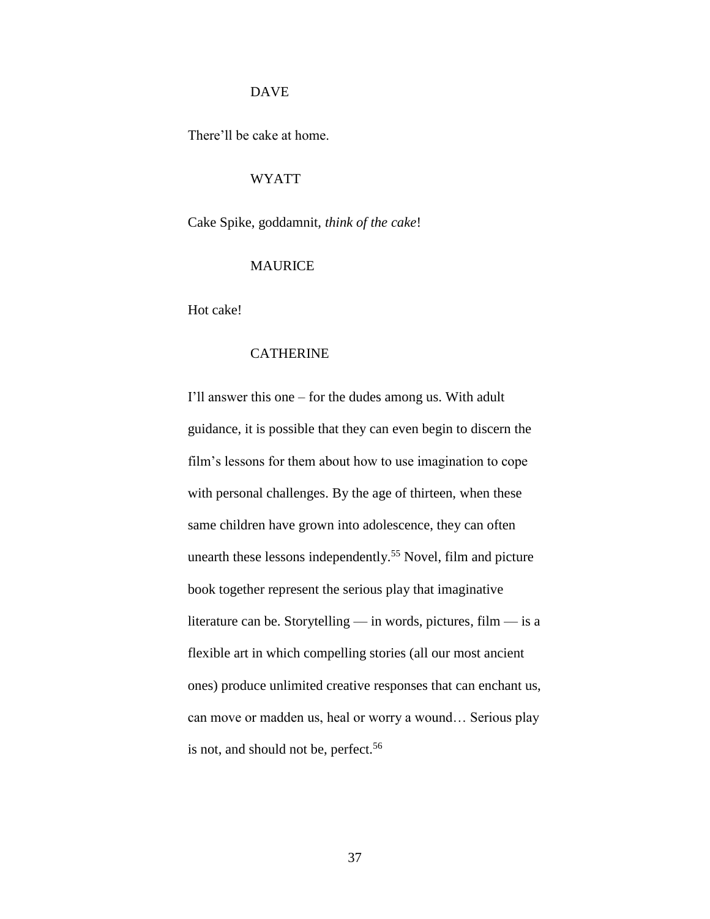DAVE

There'll be cake at home.

WYATT

Cake Spike, goddamnit, *think of the cake*!

MAURICE

Hot cake!

CATHERINE

I'll answer this one – for the dudes among us. With adult guidance, it is possible that they can even begin to discern the film's lessons for them about how to use imagination to cope with personal challenges. By the age of thirteen, when these same children have grown into adolescence, they can often unearth these lessons independently.[55] Novel, film and picture book together represent the serious play that imaginative literature can be. Storytelling — in words, pictures, film — is a flexible art in which compelling stories (all our most ancient ones) produce unlimited creative responses that can enchant us, can move or madden us, heal or worry a wound… Serious play is not, and should not be, perfect.[56]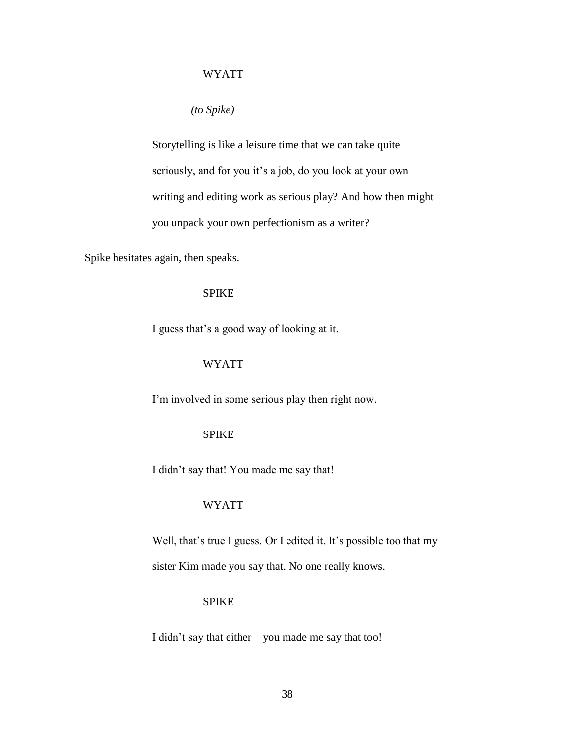WYATT

*(to Spike)*

Storytelling is like a leisure time that we can take quite seriously, and for you it's a job, do you look at your own writing and editing work as serious play? And how then might you unpack your own perfectionism as a writer?

Spike hesitates again, then speaks.

SPIKE

I guess that's a good way of looking at it.

WYATT

I'm involved in some serious play then right now.

SPIKE

I didn't say that! You made me say that!

WYATT

Well, that's true I guess. Or I edited it. It's possible too that my sister Kim made you say that. No one really knows.

SPIKE

I didn't say that either – you made me say that too!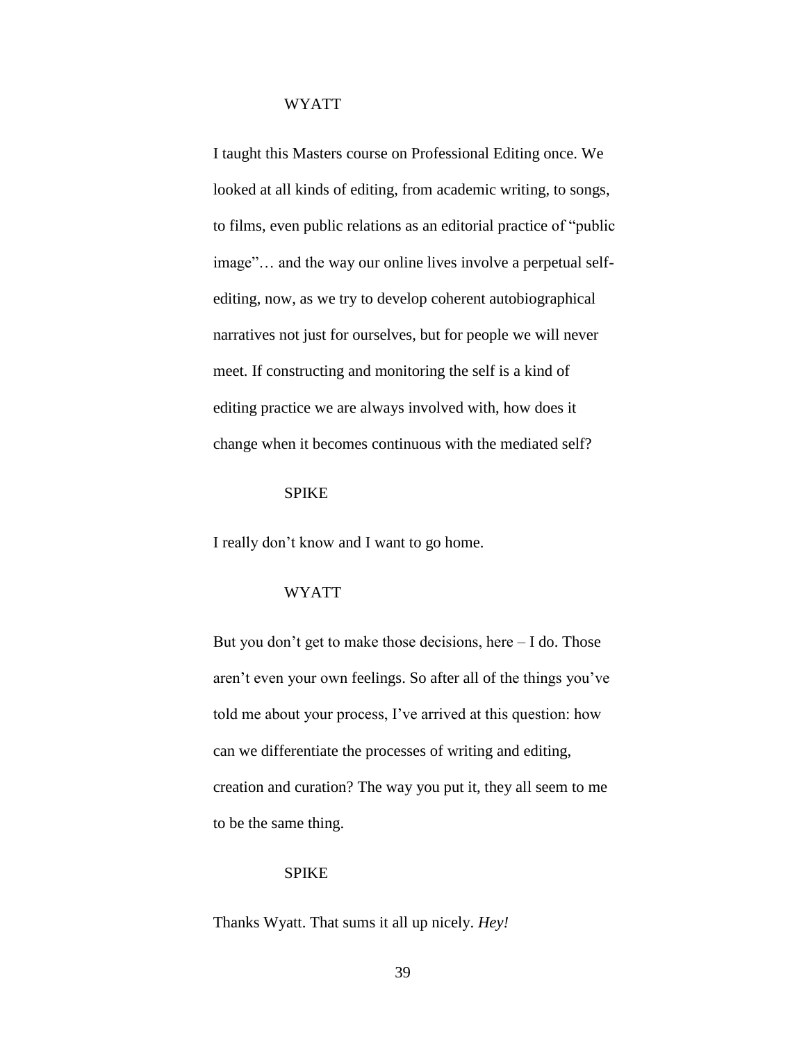WYATT

I taught this Masters course on Professional Editing once. We looked at all kinds of editing, from academic writing, to songs, to films, even public relations as an editorial practice of "public image"… and the way our online lives involve a perpetual self-editing, now, as we try to develop coherent autobiographical narratives not just for ourselves, but for people we will never meet. If constructing and monitoring the self is a kind of editing practice we are always involved with, how does it change when it becomes continuous with the mediated self?

SPIKE

I really don't know and I want to go home.

WYATT

But you don't get to make those decisions, here – I do. Those aren't even your own feelings. So after all of the things you've told me about your process, I've arrived at this question: how can we differentiate the processes of writing and editing, creation and curation? The way you put it, they all seem to me to be the same thing.

SPIKE

Thanks Wyatt. That sums it all up nicely. *Hey!*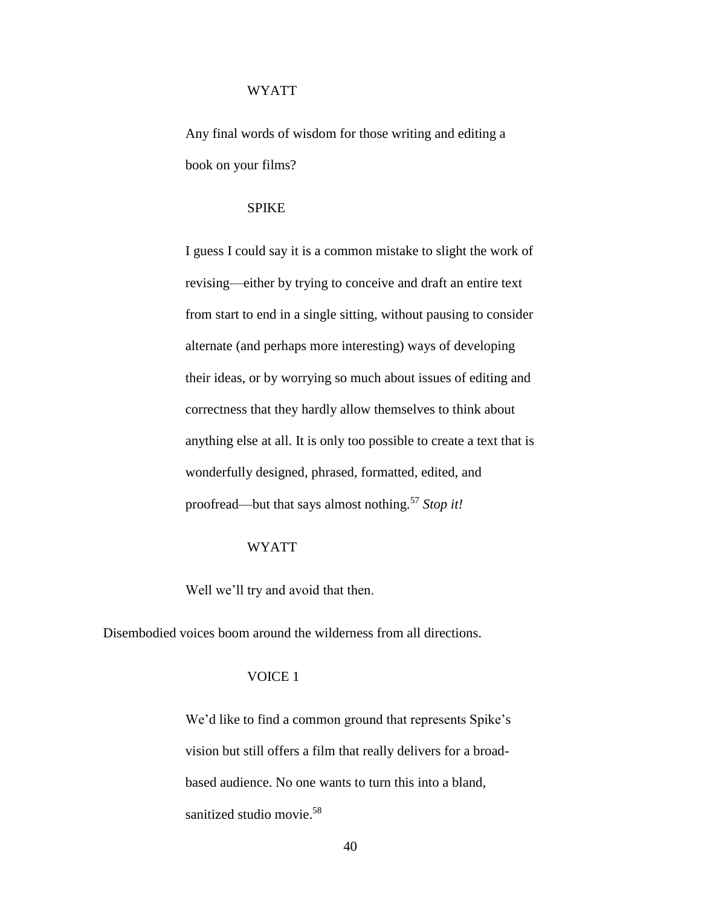WYATT

Any final words of wisdom for those writing and editing a book on your films?

SPIKE

I guess I could say it is a common mistake to slight the work of revising—either by trying to conceive and draft an entire text from start to end in a single sitting, without pausing to consider alternate (and perhaps more interesting) ways of developing their ideas, or by worrying so much about issues of editing and correctness that they hardly allow themselves to think about anything else at all. It is only too possible to create a text that is wonderfully designed, phrased, formatted, edited, and proofread—but that says almost nothing.[57] *Stop it!*

WYATT

Well we'll try and avoid that then.

Disembodied voices boom around the wilderness from all directions.

VOICE 1

We'd like to find a common ground that represents Spike's vision but still offers a film that really delivers for a broad-based audience. No one wants to turn this into a bland, sanitized studio movie.[58]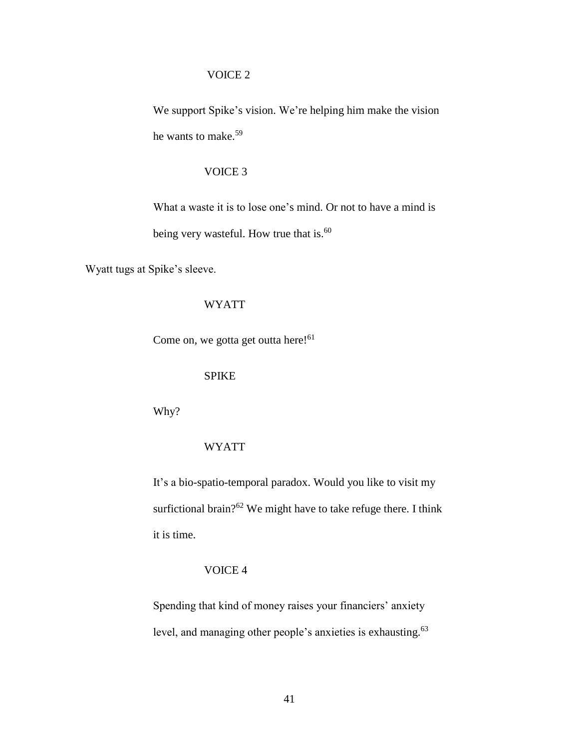VOICE 2

We support Spike's vision. We're helping him make the vision he wants to make.[59]

VOICE 3

What a waste it is to lose one's mind. Or not to have a mind is being very wasteful. How true that is.[60]

Wyatt tugs at Spike's sleeve.

WYATT

Come on, we gotta get outta here![61]

SPIKE

Why?

WYATT

It's a bio-spatio-temporal paradox. Would you like to visit my surfictional brain?[62] We might have to take refuge there. I think it is time.

VOICE 4

Spending that kind of money raises your financiers' anxiety level, and managing other people's anxieties is exhausting.[63]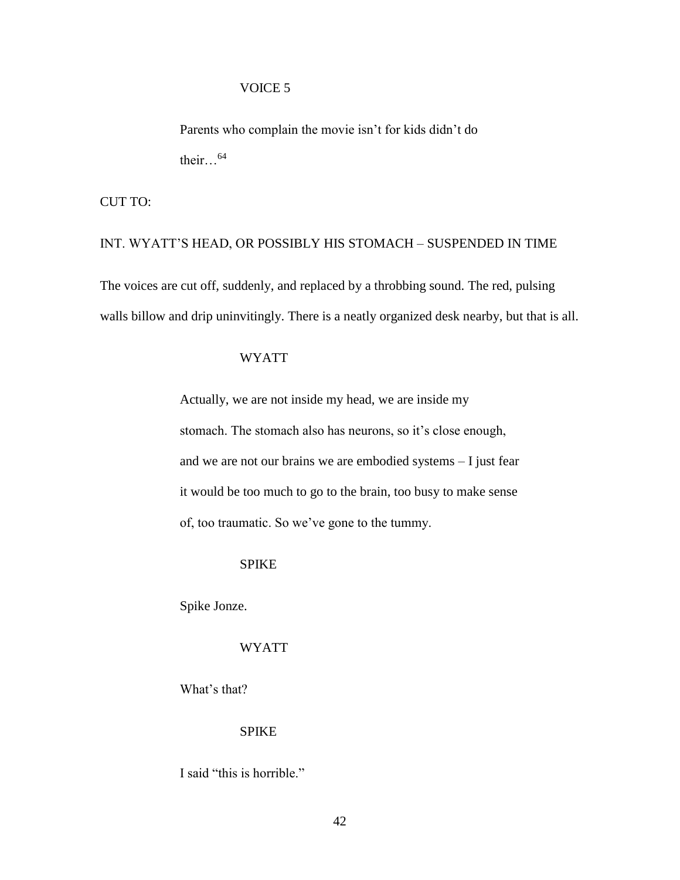VOICE 5

Parents who complain the movie isn't for kids didn't do their…[64]

CUT TO:

INT. WYATT'S HEAD, OR POSSIBLY HIS STOMACH – SUSPENDED IN TIME

The voices are cut off, suddenly, and replaced by a throbbing sound. The red, pulsing walls billow and drip uninvitingly. There is a neatly organized desk nearby, but that is all.

WYATT

Actually, we are not inside my head, we are inside my stomach. The stomach also has neurons, so it's close enough, and we are not our brains we are embodied systems – I just fear it would be too much to go to the brain, too busy to make sense of, too traumatic. So we've gone to the tummy.

SPIKE

Spike Jonze.

WYATT

What's that?

SPIKE

I said "this is horrible."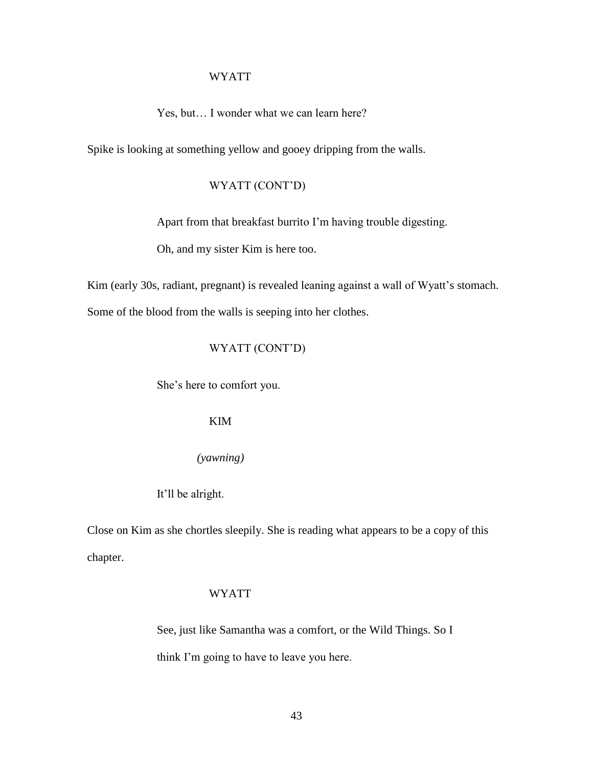WYATT

Yes, but… I wonder what we can learn here?

Spike is looking at something yellow and gooey dripping from the walls.

WYATT (CONT'D)

Apart from that breakfast burrito I'm having trouble digesting.

Oh, and my sister Kim is here too.

Kim (early 30s, radiant, pregnant) is revealed leaning against a wall of Wyatt's stomach. Some of the blood from the walls is seeping into her clothes.

WYATT (CONT'D)

She's here to comfort you.

KIM

*(yawning)*

It'll be alright.

Close on Kim as she chortles sleepily. She is reading what appears to be a copy of this chapter.

WYATT

See, just like Samantha was a comfort, or the Wild Things. So I think I'm going to have to leave you here.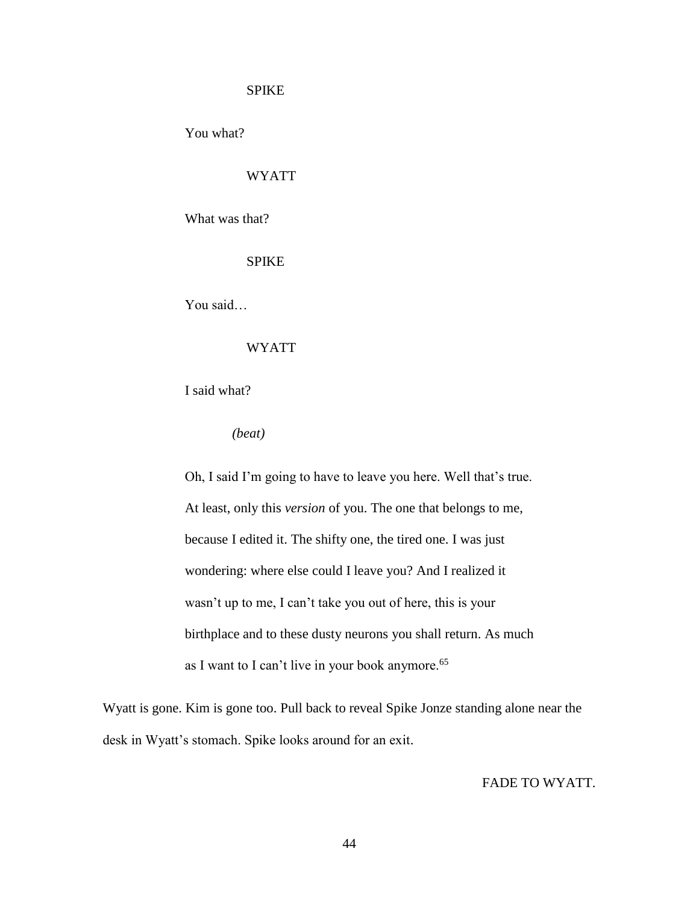SPIKE

You what?

WYATT

What was that?

SPIKE

You said…

WYATT

I said what?

*(beat)*

Oh, I said I'm going to have to leave you here. Well that's true. At least, only this *version* of you. The one that belongs to me, because I edited it. The shifty one, the tired one. I was just wondering: where else could I leave you? And I realized it wasn't up to me, I can't take you out of here, this is your birthplace and to these dusty neurons you shall return. As much as I want to I can't live in your book anymore.[65]

Wyatt is gone. Kim is gone too. Pull back to reveal Spike Jonze standing alone near the desk in Wyatt's stomach. Spike looks around for an exit.

FADE TO WYATT.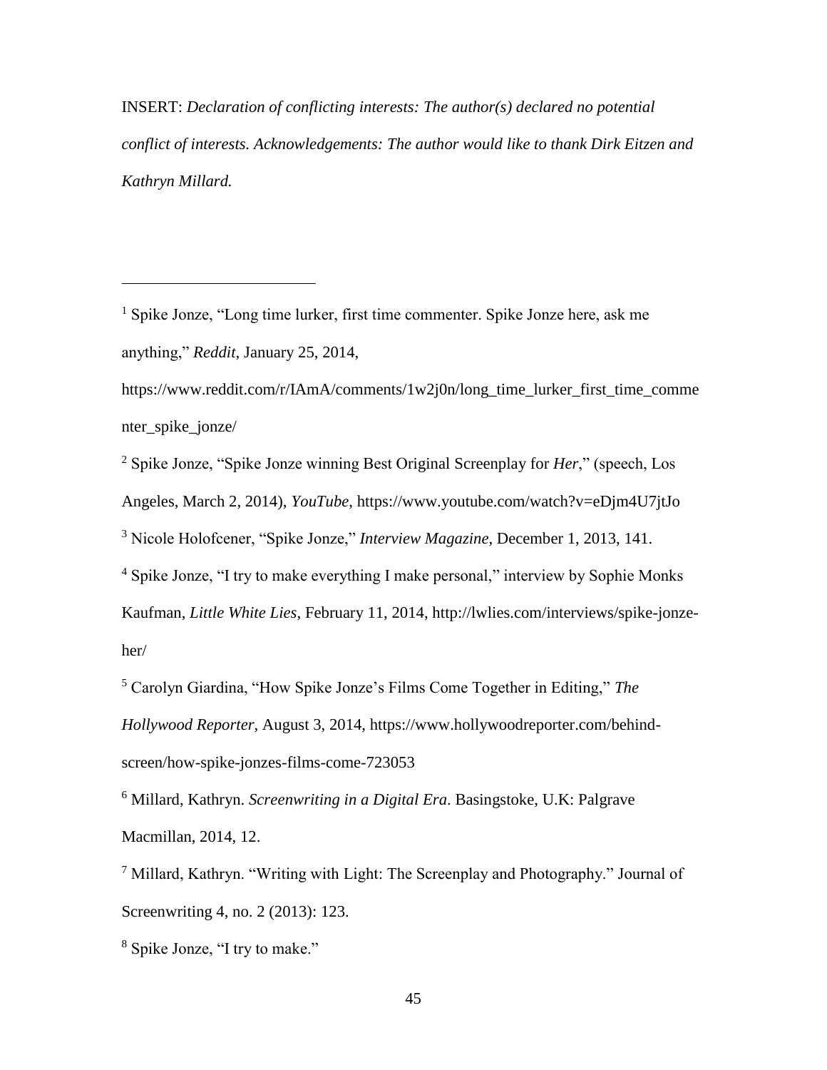INSERT: *Declaration of conflicting interests: The author(s) declared no potential conflict of interests. Acknowledgements: The author would like to thank Dirk Eitzen and Kathryn Millard.*

---

[1] Spike Jonze, "Long time lurker, first time commenter. Spike Jonze here, ask me anything," *Reddit*, January 25, 2014, https://www.reddit.com/r/IAmA/comments/1w2j0n/long_time_lurker_first_time_commenter_spike_jonze/

[2] Spike Jonze, "Spike Jonze winning Best Original Screenplay for *Her*," (speech, Los Angeles, March 2, 2014), *YouTube*, https://www.youtube.com/watch?v=eDjm4U7jtJo

[3] Nicole Holofcener, "Spike Jonze," *Interview Magazine*, December 1, 2013, 141.

[4] Spike Jonze, "I try to make everything I make personal," interview by Sophie Monks Kaufman, *Little White Lies*, February 11, 2014, http://lwlies.com/interviews/spike-jonze-her/

[5] Carolyn Giardina, "How Spike Jonze's Films Come Together in Editing," *The Hollywood Reporter*, August 3, 2014, https://www.hollywoodreporter.com/behind-screen/how-spike-jonzes-films-come-723053

[6] Millard, Kathryn. *Screenwriting in a Digital Era*. Basingstoke, U.K: Palgrave Macmillan, 2014, 12.

[7] Millard, Kathryn. "Writing with Light: The Screenplay and Photography." Journal of Screenwriting 4, no. 2 (2013): 123.

[8] Spike Jonze, "I try to make."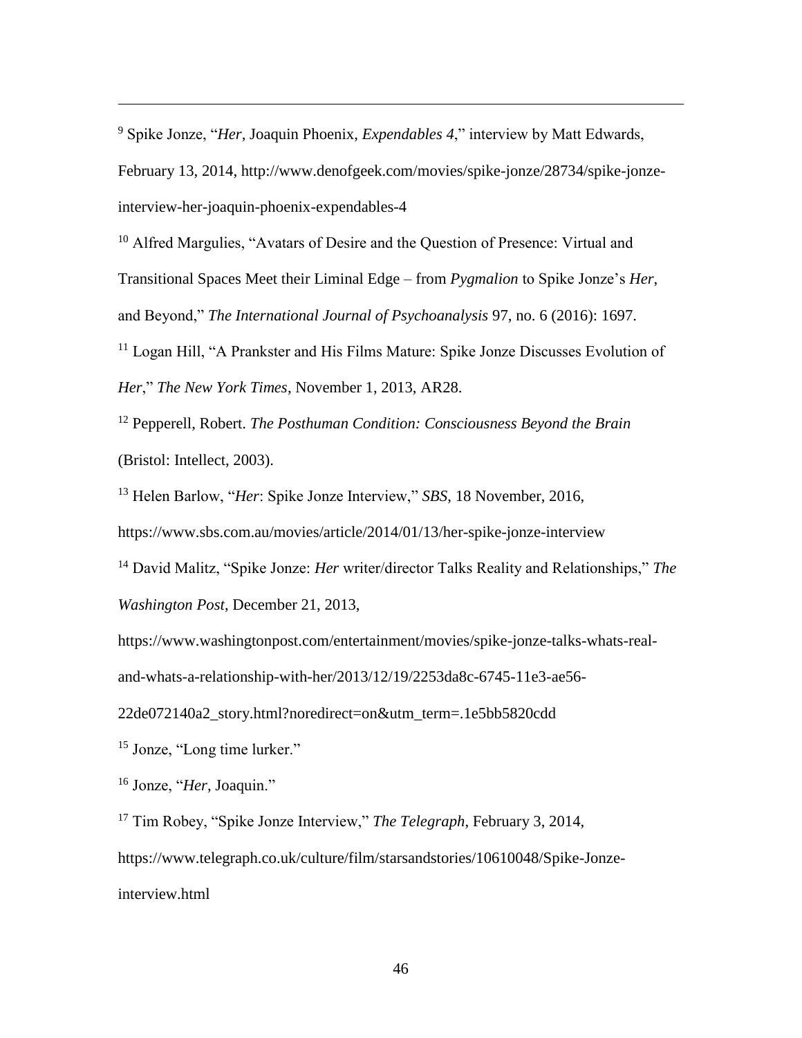[9] Spike Jonze, "*Her*, Joaquin Phoenix, *Expendables 4*," interview by Matt Edwards, February 13, 2014, http://www.denofgeek.com/movies/spike-jonze/28734/spike-jonze-interview-her-joaquin-phoenix-expendables-4

[10] Alfred Margulies, "Avatars of Desire and the Question of Presence: Virtual and Transitional Spaces Meet their Liminal Edge – from *Pygmalion* to Spike Jonze's *Her*, and Beyond," *The International Journal of Psychoanalysis* 97, no. 6 (2016): 1697.

[11] Logan Hill, "A Prankster and His Films Mature: Spike Jonze Discusses Evolution of *Her*," *The New York Times*, November 1, 2013, AR28.

[12] Pepperell, Robert. *The Posthuman Condition: Consciousness Beyond the Brain* (Bristol: Intellect, 2003).

[13] Helen Barlow, "*Her*: Spike Jonze Interview," *SBS*, 18 November, 2016, https://www.sbs.com.au/movies/article/2014/01/13/her-spike-jonze-interview

[14] David Malitz, "Spike Jonze: *Her* writer/director Talks Reality and Relationships," *The Washington Post*, December 21, 2013, https://www.washingtonpost.com/entertainment/movies/spike-jonze-talks-whats-real-and-whats-a-relationship-with-her/2013/12/19/2253da8c-6745-11e3-ae56-22de072140a2_story.html?noredirect=on&utm_term=.1e5bb5820cdd

[15] Jonze, "Long time lurker."

[16] Jonze, "*Her*, Joaquin."

[17] Tim Robey, "Spike Jonze Interview," *The Telegraph*, February 3, 2014, https://www.telegraph.co.uk/culture/film/starsandstories/10610048/Spike-Jonze-interview.html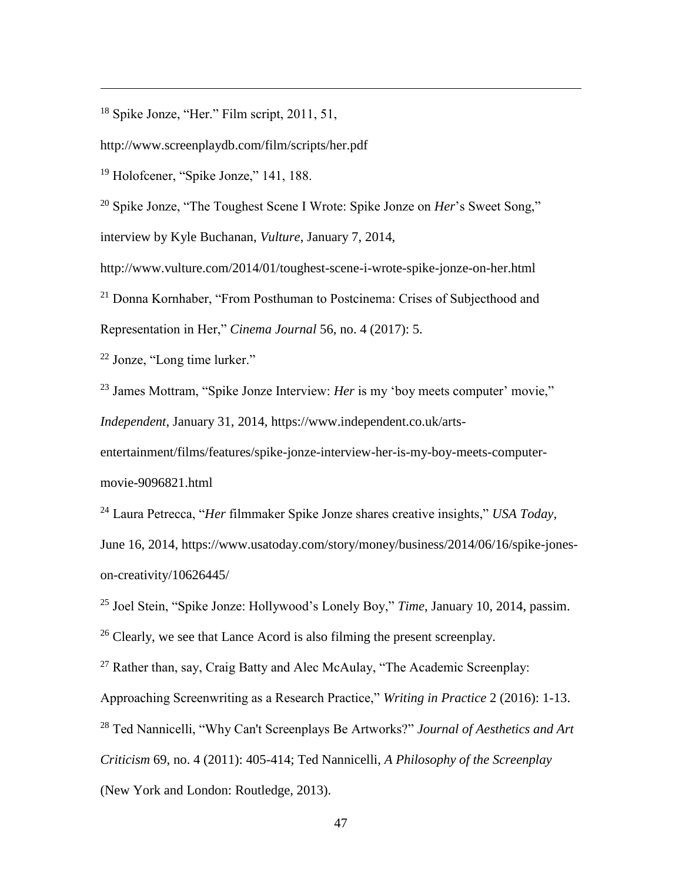[18] Spike Jonze, "Her." Film script, 2011, 51, http://www.screenplaydb.com/film/scripts/her.pdf

[19] Holofcener, "Spike Jonze," 141, 188.

[20] Spike Jonze, "The Toughest Scene I Wrote: Spike Jonze on *Her*'s Sweet Song," interview by Kyle Buchanan, *Vulture*, January 7, 2014, http://www.vulture.com/2014/01/toughest-scene-i-wrote-spike-jonze-on-her.html

[21] Donna Kornhaber, "From Posthuman to Postcinema: Crises of Subjecthood and Representation in Her," *Cinema Journal* 56, no. 4 (2017): 5.

[22] Jonze, "Long time lurker."

[23] James Mottram, "Spike Jonze Interview: *Her* is my 'boy meets computer' movie," *Independent*, January 31, 2014, https://www.independent.co.uk/arts-entertainment/films/features/spike-jonze-interview-her-is-my-boy-meets-computer-movie-9096821.html

[24] Laura Petrecca, "*Her* filmmaker Spike Jonze shares creative insights," *USA Today*, June 16, 2014, https://www.usatoday.com/story/money/business/2014/06/16/spike-jones-on-creativity/10626445/

[25] Joel Stein, "Spike Jonze: Hollywood's Lonely Boy," *Time*, January 10, 2014, passim.

[26] Clearly, we see that Lance Acord is also filming the present screenplay.

[27] Rather than, say, Craig Batty and Alec McAulay, "The Academic Screenplay: Approaching Screenwriting as a Research Practice," *Writing in Practice* 2 (2016): 1-13.

[28] Ted Nannicelli, "Why Can't Screenplays Be Artworks?" *Journal of Aesthetics and Art Criticism* 69, no. 4 (2011): 405-414; Ted Nannicelli, *A Philosophy of the Screenplay* (New York and London: Routledge, 2013).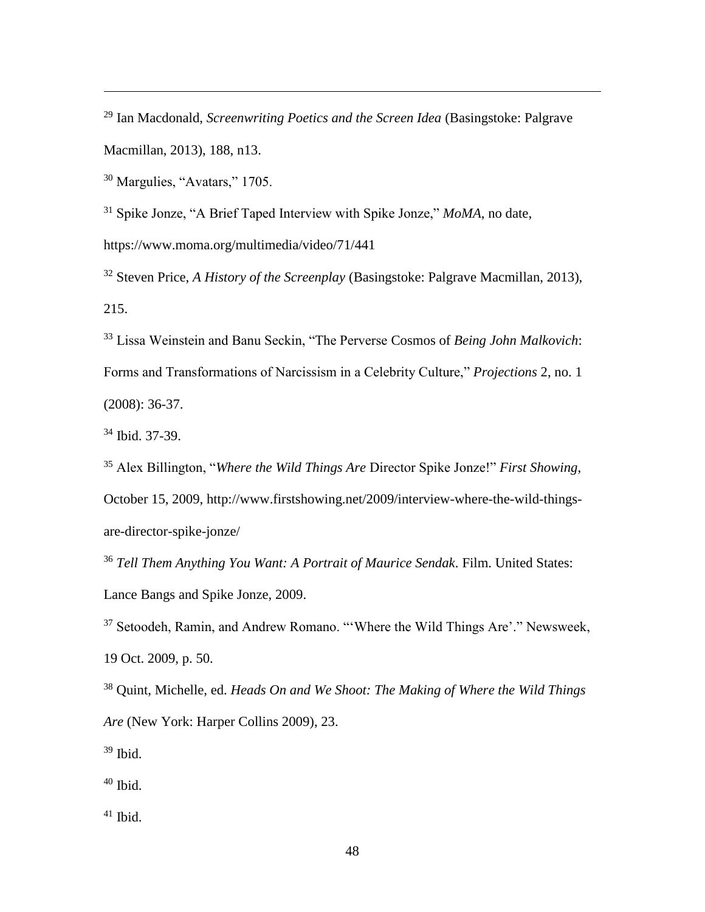[29] Ian Macdonald, *Screenwriting Poetics and the Screen Idea* (Basingstoke: Palgrave Macmillan, 2013), 188, n13.

[30] Margulies, "Avatars," 1705.

[31] Spike Jonze, "A Brief Taped Interview with Spike Jonze," *MoMA*, no date, https://www.moma.org/multimedia/video/71/441

[32] Steven Price, *A History of the Screenplay* (Basingstoke: Palgrave Macmillan, 2013), 215.

[33] Lissa Weinstein and Banu Seckin, "The Perverse Cosmos of *Being John Malkovich*: Forms and Transformations of Narcissism in a Celebrity Culture," *Projections* 2, no. 1 (2008): 36-37.

[34] Ibid. 37-39.

[35] Alex Billington, "*Where the Wild Things Are* Director Spike Jonze!" *First Showing*, October 15, 2009, http://www.firstshowing.net/2009/interview-where-the-wild-things-are-director-spike-jonze/

[36] *Tell Them Anything You Want: A Portrait of Maurice Sendak*. Film. United States: Lance Bangs and Spike Jonze, 2009.

[37] Setoodeh, Ramin, and Andrew Romano. "'Where the Wild Things Are'." Newsweek, 19 Oct. 2009, p. 50.

[38] Quint, Michelle, ed. *Heads On and We Shoot: The Making of Where the Wild Things Are* (New York: Harper Collins 2009), 23.

[39] Ibid.

[40] Ibid.

[41] Ibid.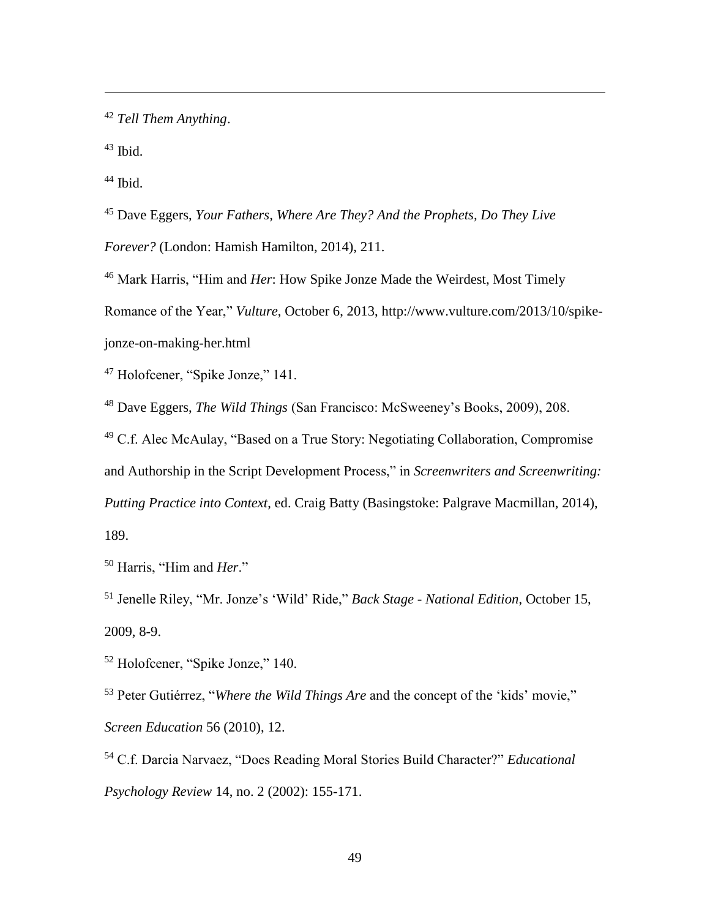[42] *Tell Them Anything*.

[43] Ibid.

[44] Ibid.

[45] Dave Eggers, *Your Fathers, Where Are They? And the Prophets, Do They Live Forever?* (London: Hamish Hamilton, 2014), 211.

[46] Mark Harris, "Him and *Her*: How Spike Jonze Made the Weirdest, Most Timely Romance of the Year," *Vulture*, October 6, 2013, http://www.vulture.com/2013/10/spike-jonze-on-making-her.html

[47] Holofcener, "Spike Jonze," 141.

[48] Dave Eggers, *The Wild Things* (San Francisco: McSweeney's Books, 2009), 208.

[49] C.f. Alec McAulay, "Based on a True Story: Negotiating Collaboration, Compromise and Authorship in the Script Development Process," in *Screenwriters and Screenwriting: Putting Practice into Context*, ed. Craig Batty (Basingstoke: Palgrave Macmillan, 2014), 189.

[50] Harris, "Him and *Her*."

[51] Jenelle Riley, "Mr. Jonze's 'Wild' Ride," *Back Stage - National Edition*, October 15, 2009, 8-9.

[52] Holofcener, "Spike Jonze," 140.

[53] Peter Gutiérrez, "*Where the Wild Things Are* and the concept of the 'kids' movie," *Screen Education* 56 (2010), 12.

[54] C.f. Darcia Narvaez, "Does Reading Moral Stories Build Character?" *Educational Psychology Review* 14, no. 2 (2002): 155-171.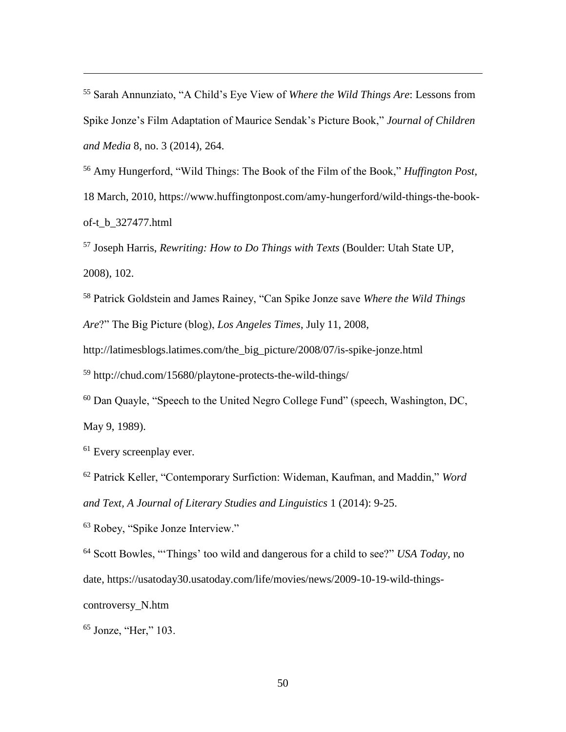[55] Sarah Annunziato, "A Child's Eye View of *Where the Wild Things Are*: Lessons from Spike Jonze's Film Adaptation of Maurice Sendak's Picture Book," *Journal of Children and Media* 8, no. 3 (2014), 264.

[56] Amy Hungerford, "Wild Things: The Book of the Film of the Book," *Huffington Post*, 18 March, 2010, https://www.huffingtonpost.com/amy-hungerford/wild-things-the-book-of-t_b_327477.html

[57] Joseph Harris, *Rewriting: How to Do Things with Texts* (Boulder: Utah State UP, 2008), 102.

[58] Patrick Goldstein and James Rainey, "Can Spike Jonze save *Where the Wild Things Are*?" The Big Picture (blog), *Los Angeles Times*, July 11, 2008, http://latimesblogs.latimes.com/the_big_picture/2008/07/is-spike-jonze.html

[59] http://chud.com/15680/playtone-protects-the-wild-things/

[60] Dan Quayle, "Speech to the United Negro College Fund" (speech, Washington, DC, May 9, 1989).

[61] Every screenplay ever.

[62] Patrick Keller, "Contemporary Surfiction: Wideman, Kaufman, and Maddin," *Word and Text, A Journal of Literary Studies and Linguistics* 1 (2014): 9-25.

[63] Robey, "Spike Jonze Interview."

[64] Scott Bowles, "'Things' too wild and dangerous for a child to see?" *USA Today*, no date, https://usatoday30.usatoday.com/life/movies/news/2009-10-19-wild-things-controversy_N.htm

[65] Jonze, "Her," 103.